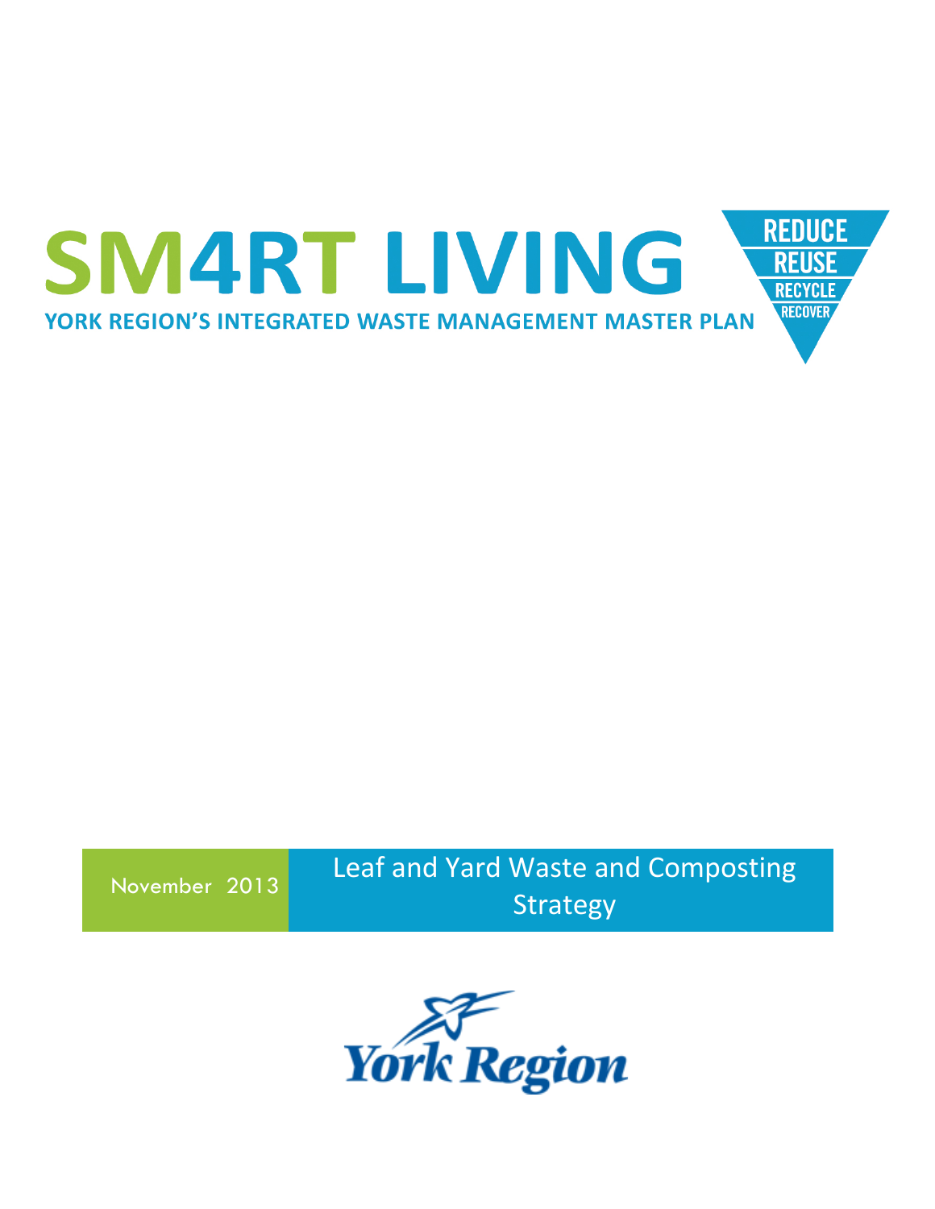# SM4RT LIVING

**YORK REGION'S INTEGRATED WASTE MANAGEMENT MASTER PLAN**

REDUCE
REUSE
RECYCLE
RECOVER

November 2013

## Leaf and Yard Waste and Composting Strategy

York Region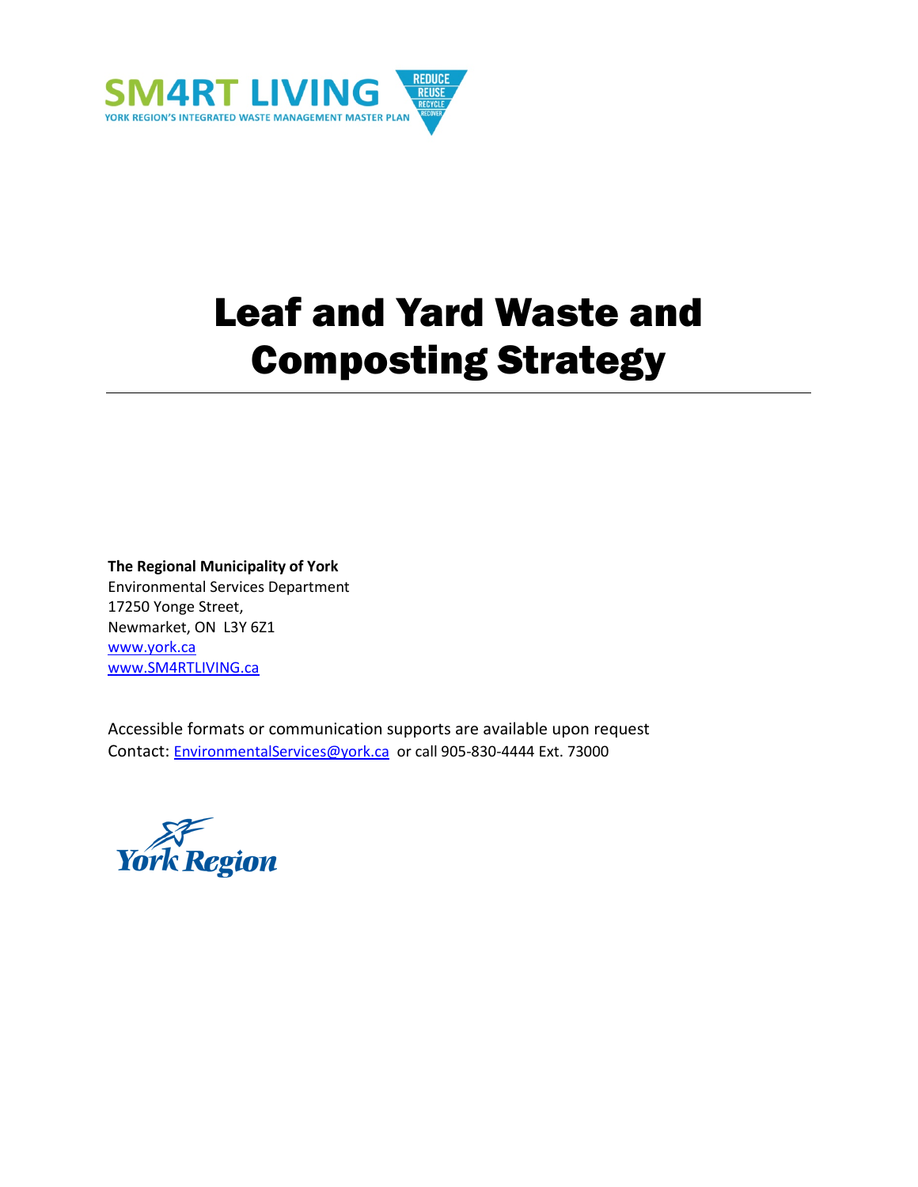SM4RT LIVING

YORK REGION'S INTEGRATED WASTE MANAGEMENT MASTER PLAN

REDUCE REUSE RECYCLE RECOVER

# Leaf and Yard Waste and Composting Strategy

**The Regional Municipality of York**
Environmental Services Department
17250 Yonge Street,
Newmarket, ON L3Y 6Z1
www.york.ca
www.SM4RTLIVING.ca

Accessible formats or communication supports are available upon request
Contact: EnvironmentalServices@york.ca or call 905-830-4444 Ext. 73000

York Region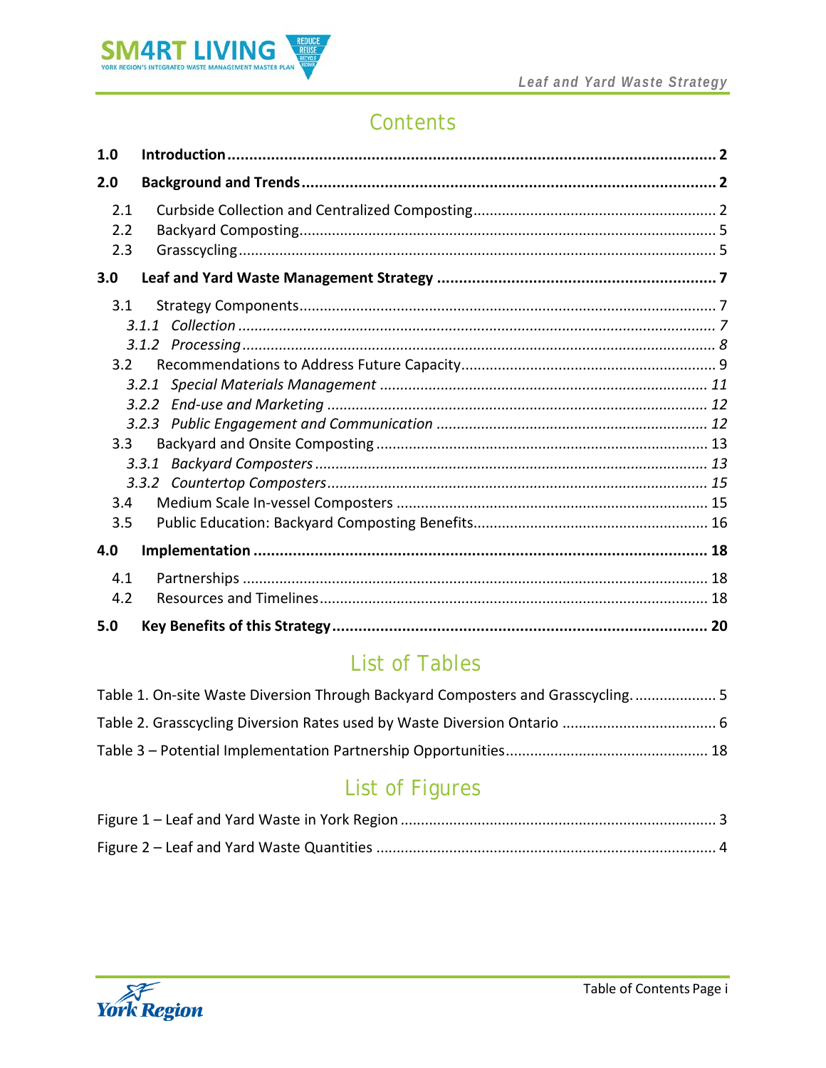# Contents

**1.0 Introduction .................................................................. 2**

**2.0 Background and Trends .................................................................. 2**

2.1 Curbside Collection and Centralized Composting .................................................................. 2
2.2 Backyard Composting .................................................................. 5
2.3 Grasscycling .................................................................. 5

**3.0 Leaf and Yard Waste Management Strategy .................................................................. 7**

3.1 Strategy Components .................................................................. 7
*3.1.1 Collection .................................................................. 7*
*3.1.2 Processing .................................................................. 8*
3.2 Recommendations to Address Future Capacity .................................................................. 9
*3.2.1 Special Materials Management .................................................................. 11*
*3.2.2 End-use and Marketing .................................................................. 12*
*3.2.3 Public Engagement and Communication .................................................................. 12*
3.3 Backyard and Onsite Composting .................................................................. 13
*3.3.1 Backyard Composters .................................................................. 13*
*3.3.2 Countertop Composters .................................................................. 15*
3.4 Medium Scale In-vessel Composters .................................................................. 15
3.5 Public Education: Backyard Composting Benefits .................................................................. 16

**4.0 Implementation .................................................................. 18**

4.1 Partnerships .................................................................. 18
4.2 Resources and Timelines .................................................................. 18

**5.0 Key Benefits of this Strategy .................................................................. 20**

# List of Tables

Table 1. On-site Waste Diversion Through Backyard Composters and Grasscycling. .................................................................. 5

Table 2. Grasscycling Diversion Rates used by Waste Diversion Ontario .................................................................. 6

Table 3 – Potential Implementation Partnership Opportunities .................................................................. 18

# List of Figures

Figure 1 – Leaf and Yard Waste in York Region .................................................................. 3

Figure 2 – Leaf and Yard Waste Quantities .................................................................. 4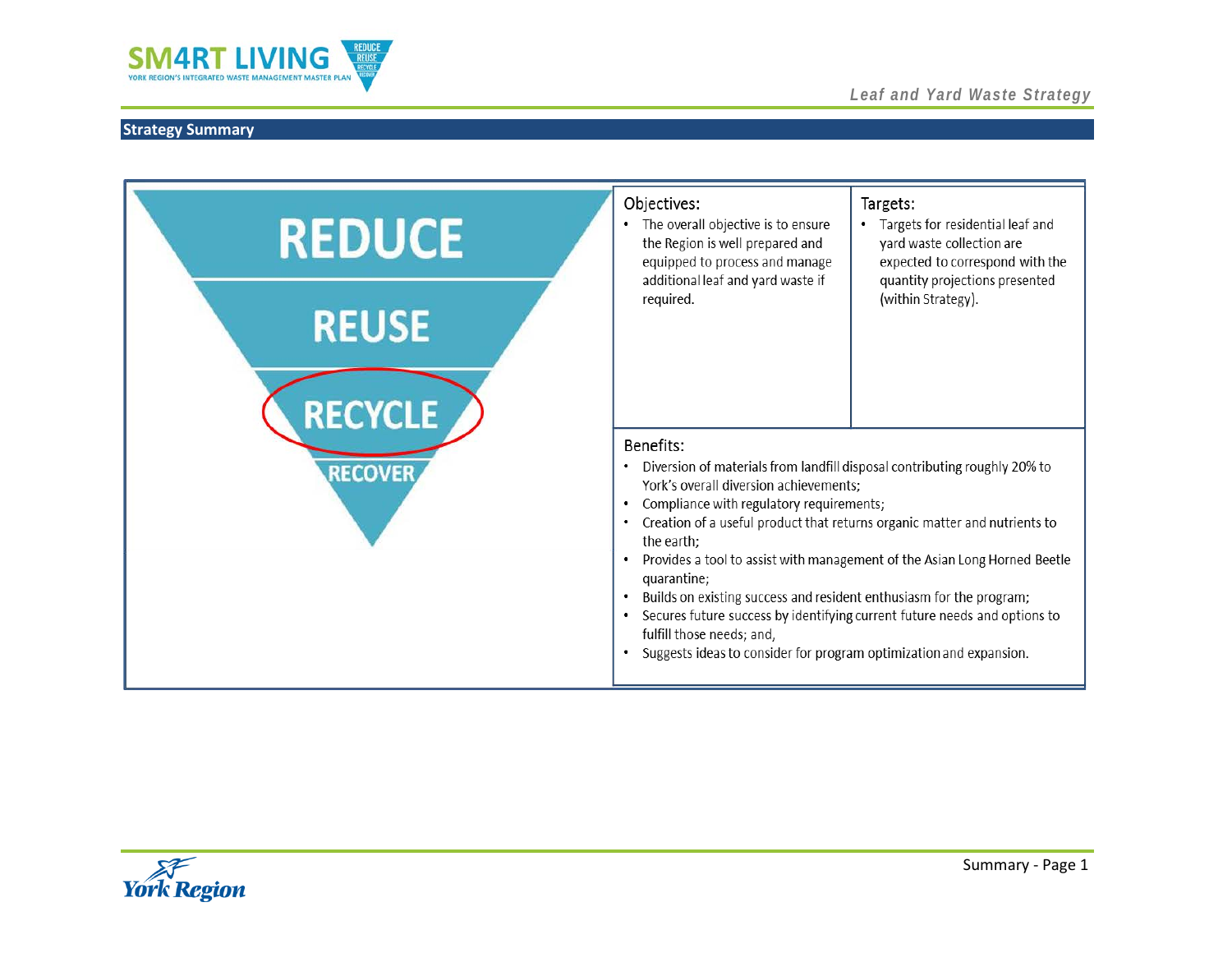## Strategy Summary

REDUCE

REUSE

RECYCLE

RECOVER

**Objectives:**

- The overall objective is to ensure the Region is well prepared and equipped to process and manage additional leaf and yard waste if required.

**Targets:**

- Targets for residential leaf and yard waste collection are expected to correspond with the quantity projections presented (within Strategy).

**Benefits:**

- Diversion of materials from landfill disposal contributing roughly 20% to York's overall diversion achievements;
- Compliance with regulatory requirements;
- Creation of a useful product that returns organic matter and nutrients to the earth;
- Provides a tool to assist with management of the Asian Long Horned Beetle quarantine;
- Builds on existing success and resident enthusiasm for the program;
- Secures future success by identifying current future needs and options to fulfill those needs; and,
- Suggests ideas to consider for program optimization and expansion.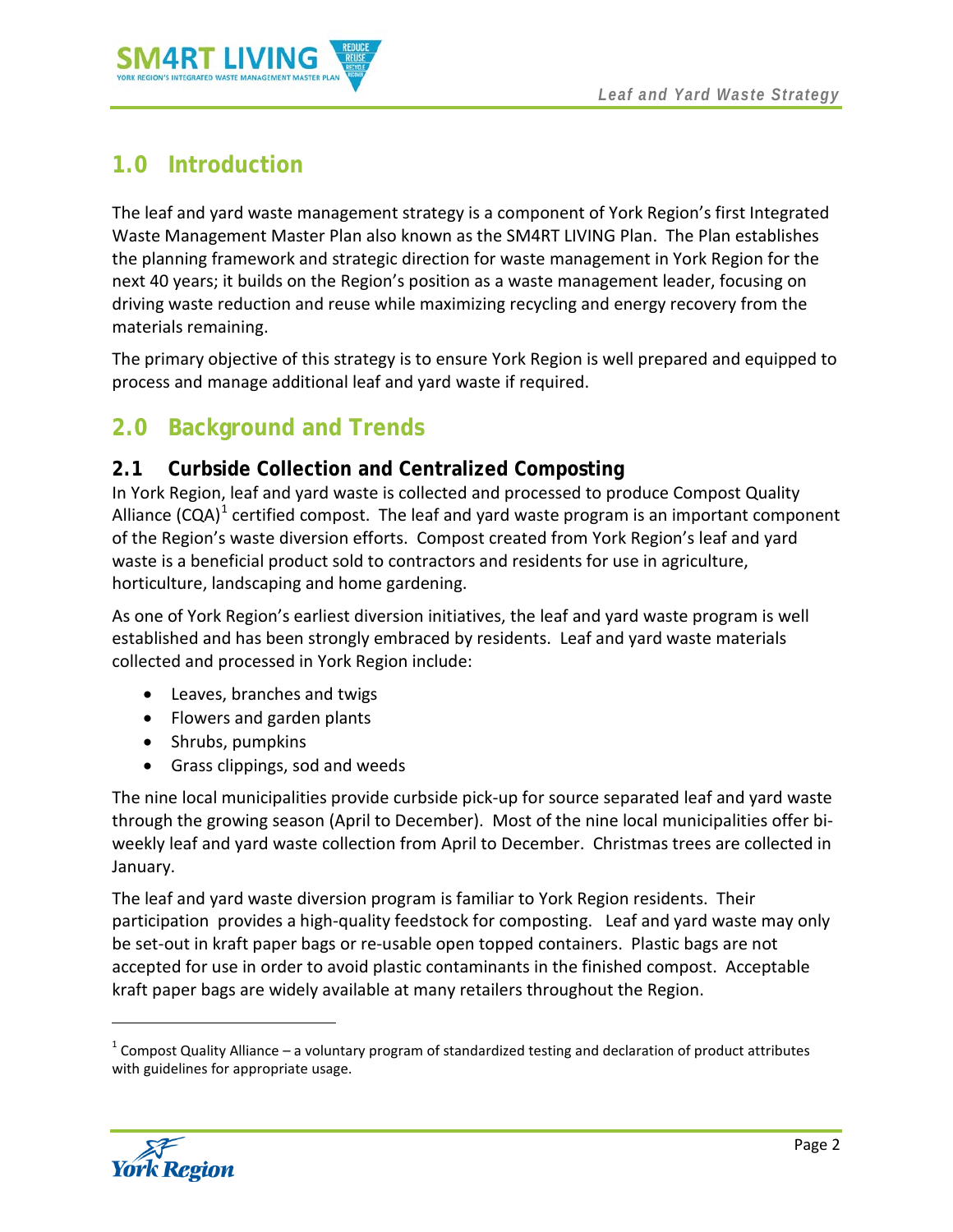## 1.0 Introduction

The leaf and yard waste management strategy is a component of York Region's first Integrated Waste Management Master Plan also known as the SM4RT LIVING Plan. The Plan establishes the planning framework and strategic direction for waste management in York Region for the next 40 years; it builds on the Region's position as a waste management leader, focusing on driving waste reduction and reuse while maximizing recycling and energy recovery from the materials remaining.

The primary objective of this strategy is to ensure York Region is well prepared and equipped to process and manage additional leaf and yard waste if required.

## 2.0 Background and Trends

### 2.1 Curbside Collection and Centralized Composting

In York Region, leaf and yard waste is collected and processed to produce Compost Quality Alliance (CQA)[1] certified compost. The leaf and yard waste program is an important component of the Region's waste diversion efforts. Compost created from York Region's leaf and yard waste is a beneficial product sold to contractors and residents for use in agriculture, horticulture, landscaping and home gardening.

As one of York Region's earliest diversion initiatives, the leaf and yard waste program is well established and has been strongly embraced by residents. Leaf and yard waste materials collected and processed in York Region include:

- Leaves, branches and twigs
- Flowers and garden plants
- Shrubs, pumpkins
- Grass clippings, sod and weeds

The nine local municipalities provide curbside pick-up for source separated leaf and yard waste through the growing season (April to December). Most of the nine local municipalities offer bi-weekly leaf and yard waste collection from April to December. Christmas trees are collected in January.

The leaf and yard waste diversion program is familiar to York Region residents. Their participation provides a high-quality feedstock for composting. Leaf and yard waste may only be set-out in kraft paper bags or re-usable open topped containers. Plastic bags are not accepted for use in order to avoid plastic contaminants in the finished compost. Acceptable kraft paper bags are widely available at many retailers throughout the Region.

[1] Compost Quality Alliance – a voluntary program of standardized testing and declaration of product attributes with guidelines for appropriate usage.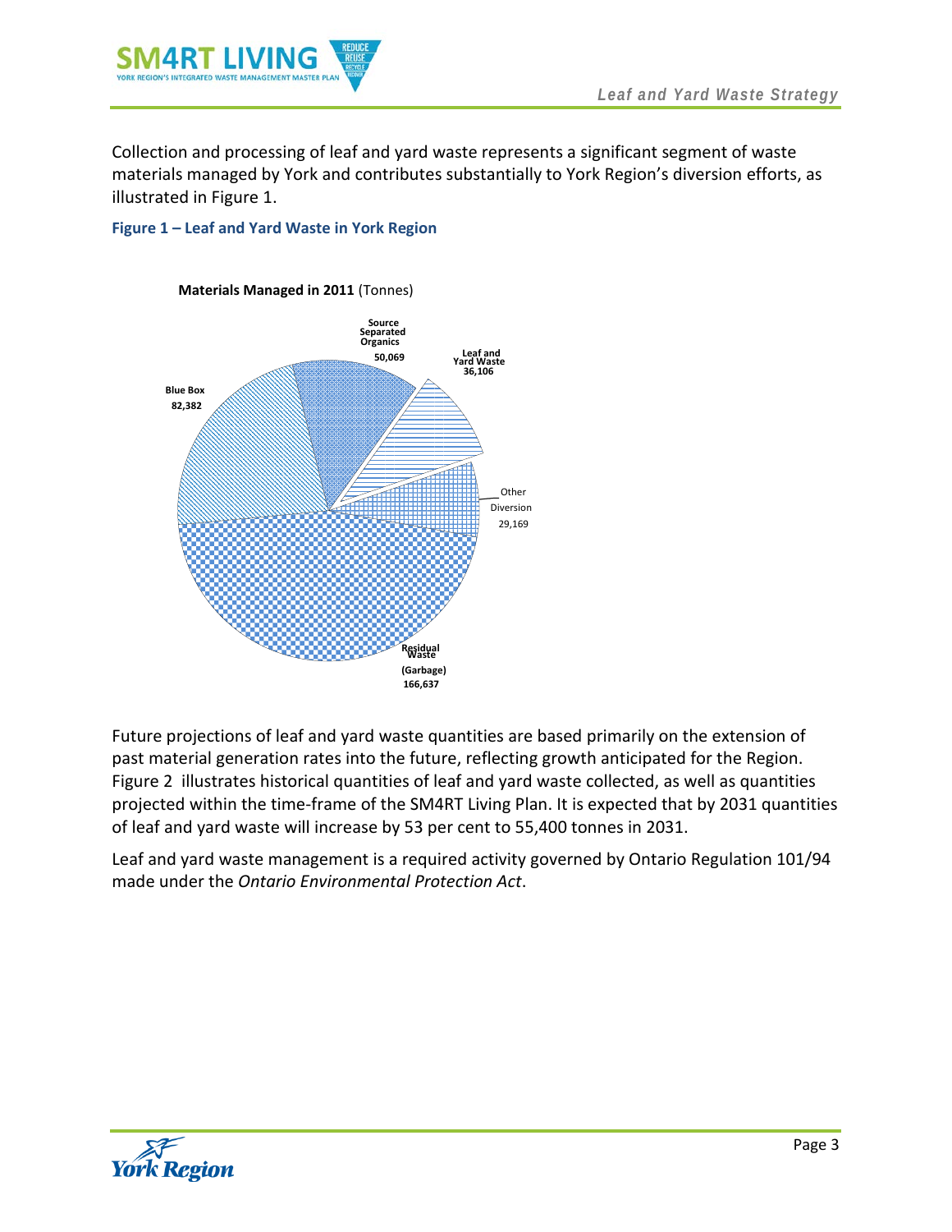Collection and processing of leaf and yard waste represents a significant segment of waste materials managed by York and contributes substantially to York Region's diversion efforts, as illustrated in Figure 1.

**Figure 1 – Leaf and Yard Waste in York Region**

**Materials Managed in 2011** (Tonnes)

| Material | Tonnes |
|---|---|
| Source Separated Organics | 50,069 |
| Leaf and Yard Waste | 36,106 |
| Other Diversion | 29,169 |
| Residual Waste (Garbage) | 166,637 |
| Blue Box | 82,382 |

Future projections of leaf and yard waste quantities are based primarily on the extension of past material generation rates into the future, reflecting growth anticipated for the Region. Figure 2 illustrates historical quantities of leaf and yard waste collected, as well as quantities projected within the time-frame of the SM4RT Living Plan. It is expected that by 2031 quantities of leaf and yard waste will increase by 53 per cent to 55,400 tonnes in 2031.

Leaf and yard waste management is a required activity governed by Ontario Regulation 101/94 made under the *Ontario Environmental Protection Act*.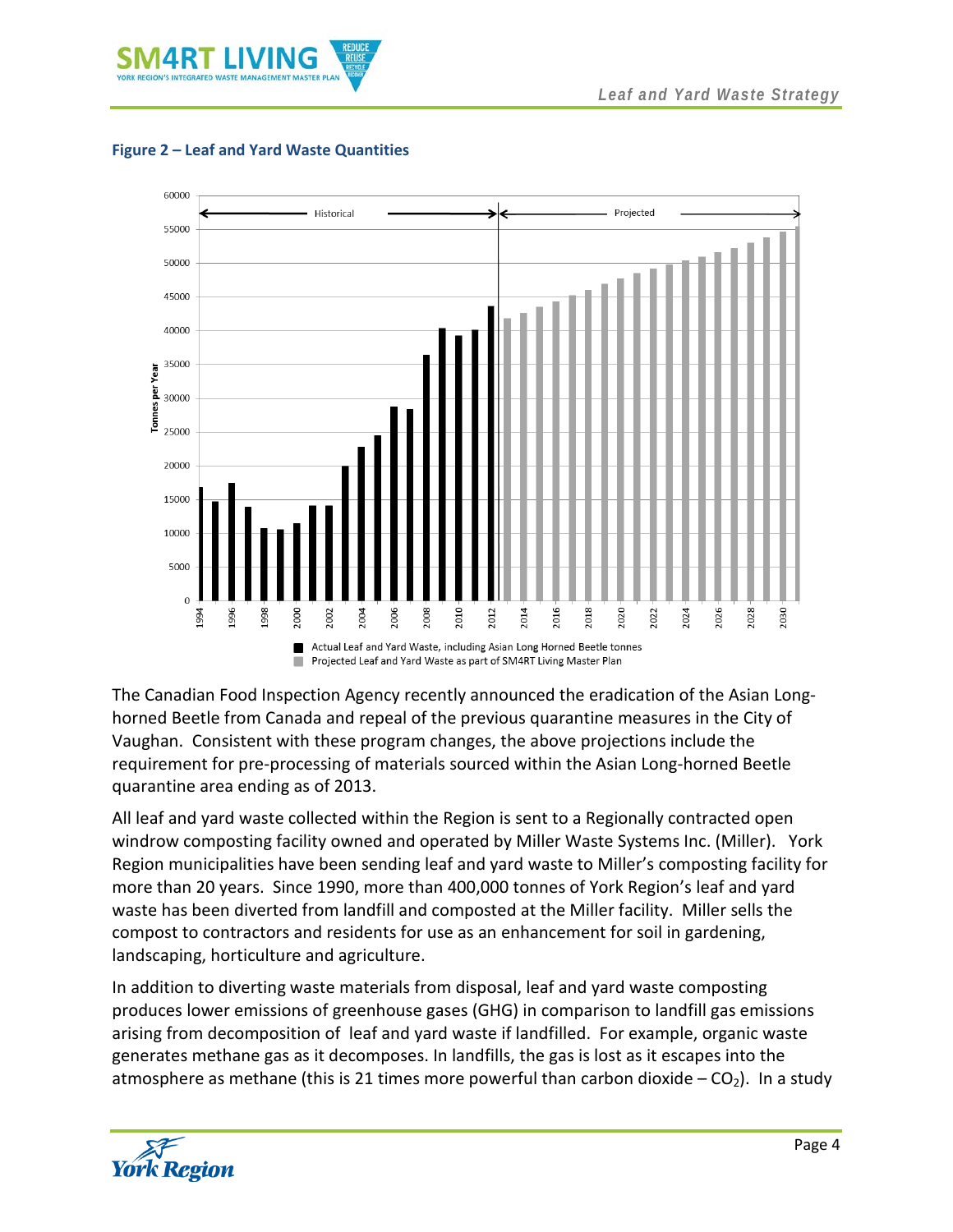**Figure 2 – Leaf and Yard Waste Quantities**

The Canadian Food Inspection Agency recently announced the eradication of the Asian Long-horned Beetle from Canada and repeal of the previous quarantine measures in the City of Vaughan. Consistent with these program changes, the above projections include the requirement for pre-processing of materials sourced within the Asian Long-horned Beetle quarantine area ending as of 2013.

All leaf and yard waste collected within the Region is sent to a Regionally contracted open windrow composting facility owned and operated by Miller Waste Systems Inc. (Miller). York Region municipalities have been sending leaf and yard waste to Miller's composting facility for more than 20 years. Since 1990, more than 400,000 tonnes of York Region's leaf and yard waste has been diverted from landfill and composted at the Miller facility. Miller sells the compost to contractors and residents for use as an enhancement for soil in gardening, landscaping, horticulture and agriculture.

In addition to diverting waste materials from disposal, leaf and yard waste composting produces lower emissions of greenhouse gases (GHG) in comparison to landfill gas emissions arising from decomposition of leaf and yard waste if landfilled. For example, organic waste generates methane gas as it decomposes. In landfills, the gas is lost as it escapes into the atmosphere as methane (this is 21 times more powerful than carbon dioxide – $CO_2$). In a study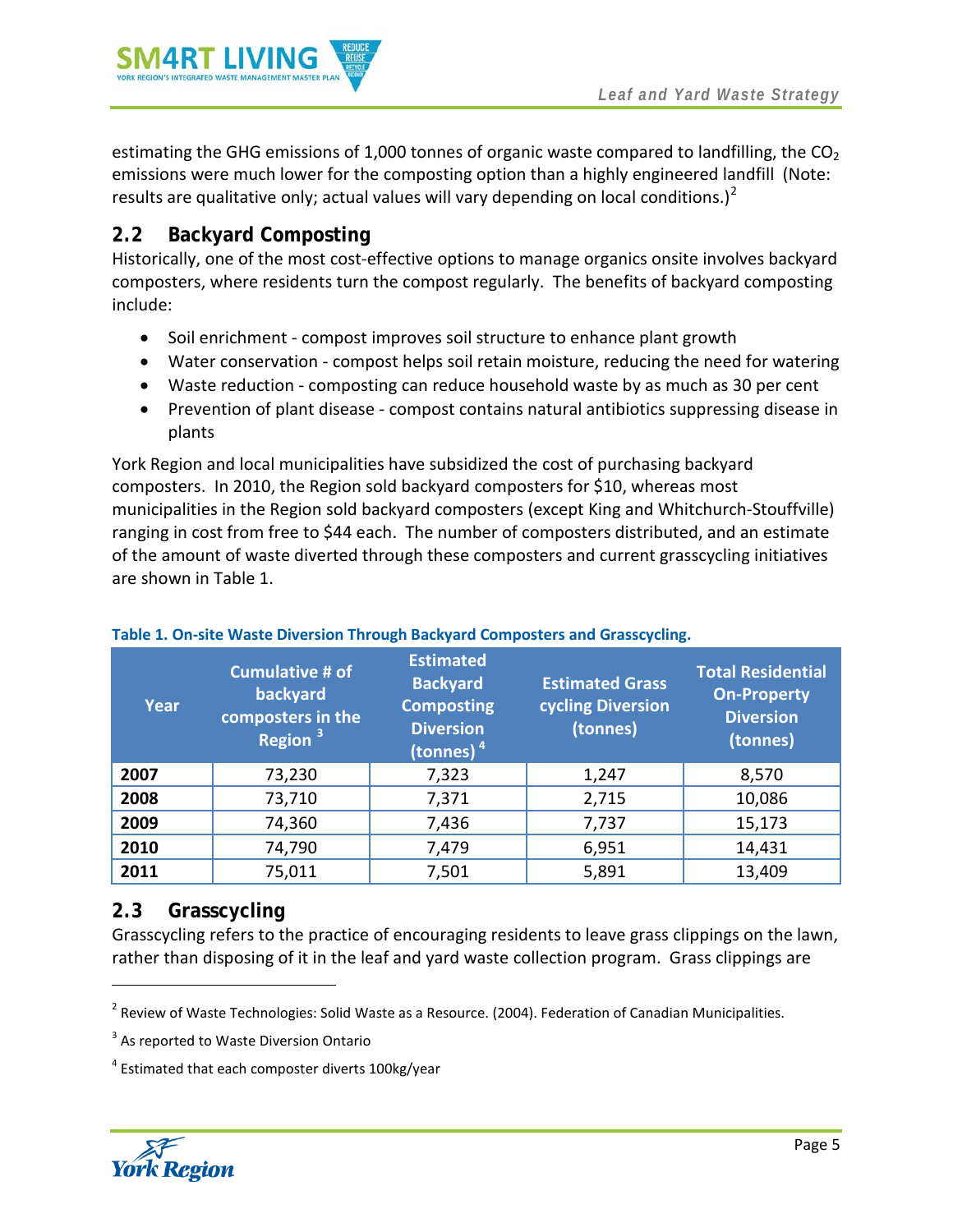estimating the GHG emissions of 1,000 tonnes of organic waste compared to landfilling, the $CO_2$ emissions were much lower for the composting option than a highly engineered landfill (Note: results are qualitative only; actual values will vary depending on local conditions.)[2]

## 2.2 Backyard Composting

Historically, one of the most cost-effective options to manage organics onsite involves backyard composters, where residents turn the compost regularly. The benefits of backyard composting include:

- Soil enrichment - compost improves soil structure to enhance plant growth
- Water conservation - compost helps soil retain moisture, reducing the need for watering
- Waste reduction - composting can reduce household waste by as much as 30 per cent
- Prevention of plant disease - compost contains natural antibiotics suppressing disease in plants

York Region and local municipalities have subsidized the cost of purchasing backyard composters. In 2010, the Region sold backyard composters for $10, whereas most municipalities in the Region sold backyard composters (except King and Whitchurch-Stouffville) ranging in cost from free to $44 each. The number of composters distributed, and an estimate of the amount of waste diverted through these composters and current grasscycling initiatives are shown in Table 1.

**Table 1. On-site Waste Diversion Through Backyard Composters and Grasscycling.**

| Year | Cumulative # of backyard composters in the Region [3] | Estimated Backyard Composting Diversion (tonnes) [4] | Estimated Grass cycling Diversion (tonnes) | Total Residential On-Property Diversion (tonnes) |
|---|---|---|---|---|
| **2007** | 73,230 | 7,323 | 1,247 | 8,570 |
| **2008** | 73,710 | 7,371 | 2,715 | 10,086 |
| **2009** | 74,360 | 7,436 | 7,737 | 15,173 |
| **2010** | 74,790 | 7,479 | 6,951 | 14,431 |
| **2011** | 75,011 | 7,501 | 5,891 | 13,409 |

## 2.3 Grasscycling

Grasscycling refers to the practice of encouraging residents to leave grass clippings on the lawn, rather than disposing of it in the leaf and yard waste collection program. Grass clippings are

[2] Review of Waste Technologies: Solid Waste as a Resource. (2004). Federation of Canadian Municipalities.

[3] As reported to Waste Diversion Ontario

[4] Estimated that each composter diverts 100kg/year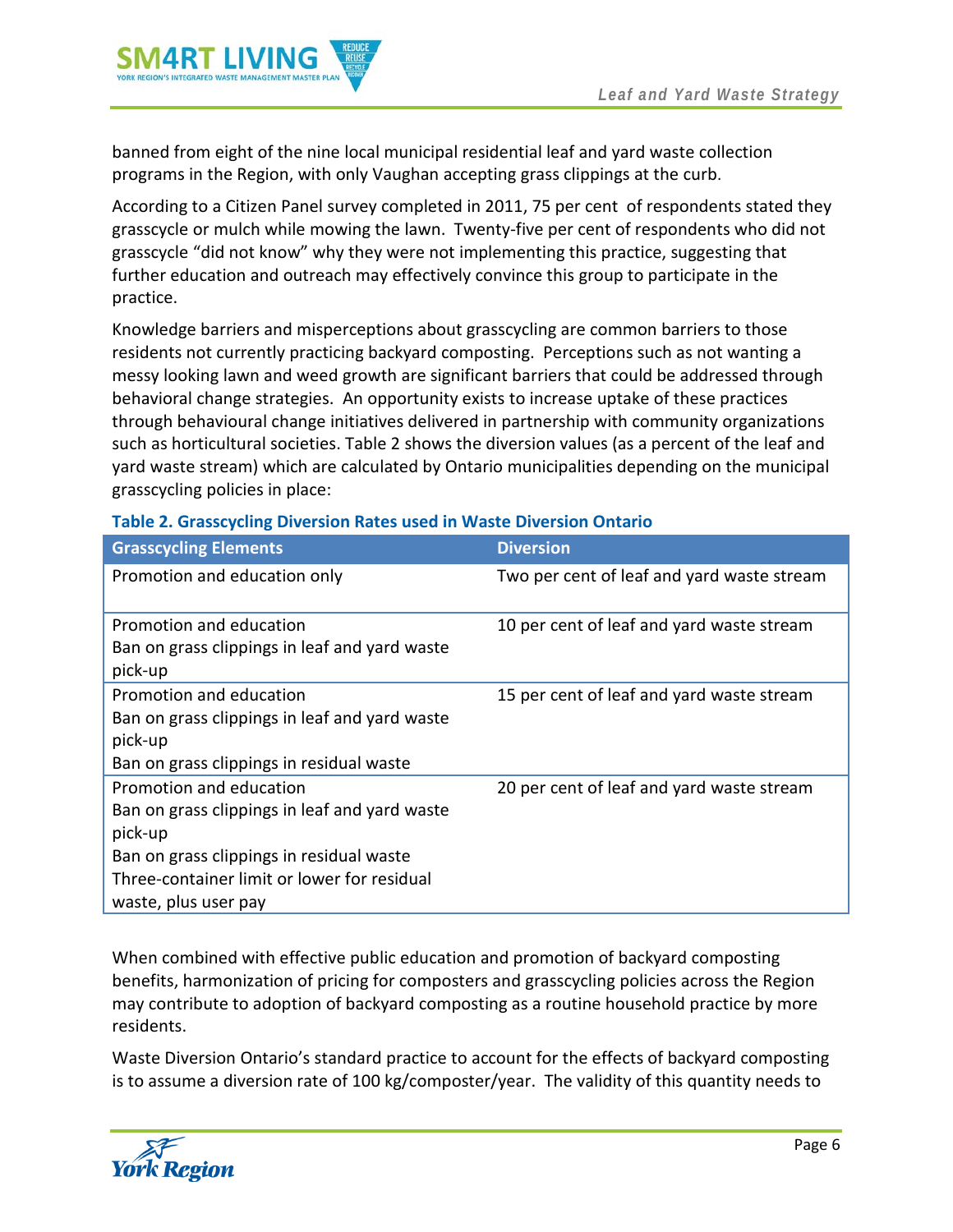banned from eight of the nine local municipal residential leaf and yard waste collection programs in the Region, with only Vaughan accepting grass clippings at the curb.

According to a Citizen Panel survey completed in 2011, 75 per cent of respondents stated they grasscycle or mulch while mowing the lawn. Twenty-five per cent of respondents who did not grasscycle "did not know" why they were not implementing this practice, suggesting that further education and outreach may effectively convince this group to participate in the practice.

Knowledge barriers and misperceptions about grasscycling are common barriers to those residents not currently practicing backyard composting. Perceptions such as not wanting a messy looking lawn and weed growth are significant barriers that could be addressed through behavioral change strategies. An opportunity exists to increase uptake of these practices through behavioural change initiatives delivered in partnership with community organizations such as horticultural societies. Table 2 shows the diversion values (as a percent of the leaf and yard waste stream) which are calculated by Ontario municipalities depending on the municipal grasscycling policies in place:

**Table 2. Grasscycling Diversion Rates used in Waste Diversion Ontario**

| Grasscycling Elements | Diversion |
|---|---|
| Promotion and education only | Two per cent of leaf and yard waste stream |
| Promotion and education<br>Ban on grass clippings in leaf and yard waste pick-up | 10 per cent of leaf and yard waste stream |
| Promotion and education<br>Ban on grass clippings in leaf and yard waste pick-up<br>Ban on grass clippings in residual waste | 15 per cent of leaf and yard waste stream |
| Promotion and education<br>Ban on grass clippings in leaf and yard waste pick-up<br>Ban on grass clippings in residual waste<br>Three-container limit or lower for residual waste, plus user pay | 20 per cent of leaf and yard waste stream |

When combined with effective public education and promotion of backyard composting benefits, harmonization of pricing for composters and grasscycling policies across the Region may contribute to adoption of backyard composting as a routine household practice by more residents.

Waste Diversion Ontario's standard practice to account for the effects of backyard composting is to assume a diversion rate of 100 kg/composter/year. The validity of this quantity needs to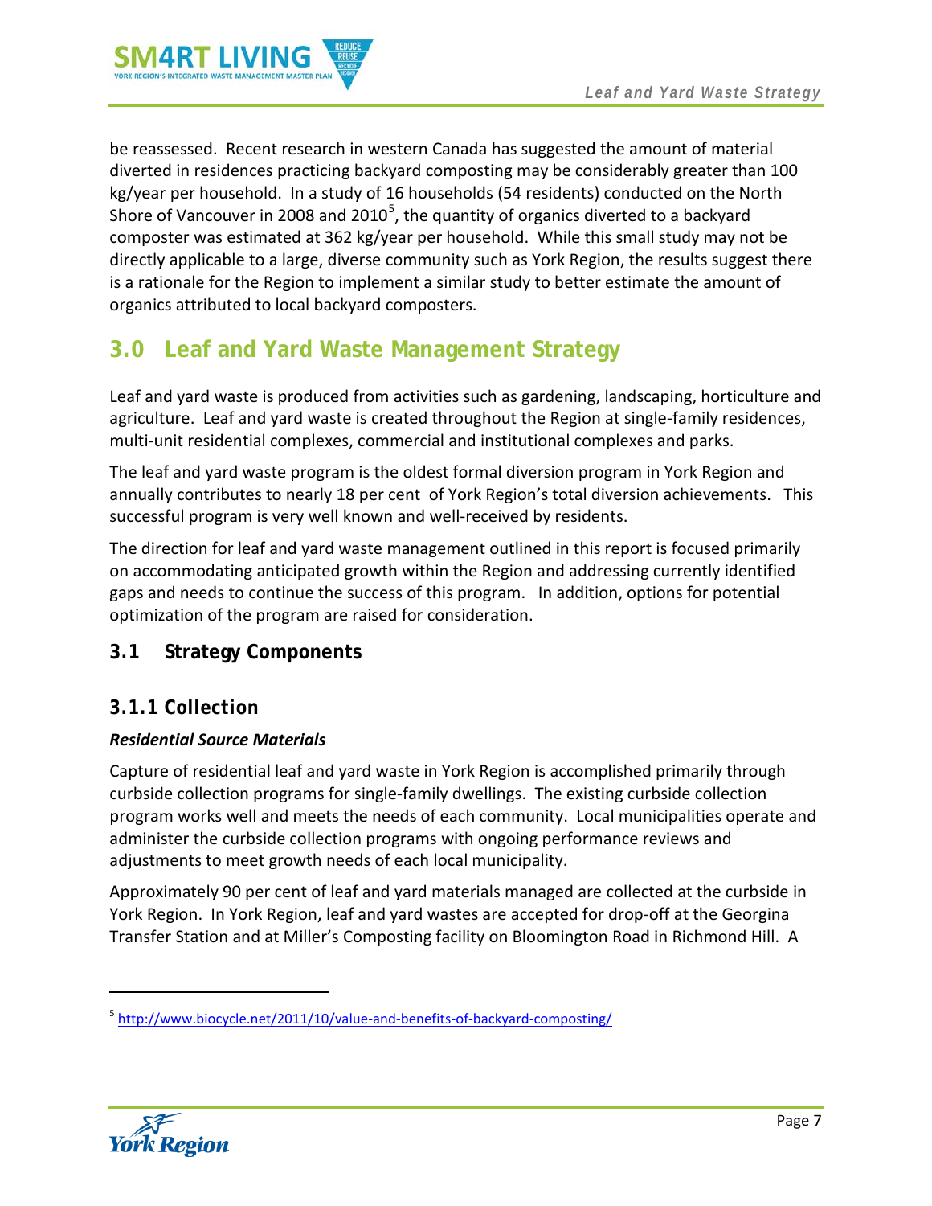be reassessed. Recent research in western Canada has suggested the amount of material diverted in residences practicing backyard composting may be considerably greater than 100 kg/year per household. In a study of 16 households (54 residents) conducted on the North Shore of Vancouver in 2008 and 2010[5], the quantity of organics diverted to a backyard composter was estimated at 362 kg/year per household. While this small study may not be directly applicable to a large, diverse community such as York Region, the results suggest there is a rationale for the Region to implement a similar study to better estimate the amount of organics attributed to local backyard composters.

# 3.0 Leaf and Yard Waste Management Strategy

Leaf and yard waste is produced from activities such as gardening, landscaping, horticulture and agriculture. Leaf and yard waste is created throughout the Region at single-family residences, multi-unit residential complexes, commercial and institutional complexes and parks.

The leaf and yard waste program is the oldest formal diversion program in York Region and annually contributes to nearly 18 per cent of York Region's total diversion achievements. This successful program is very well known and well-received by residents.

The direction for leaf and yard waste management outlined in this report is focused primarily on accommodating anticipated growth within the Region and addressing currently identified gaps and needs to continue the success of this program. In addition, options for potential optimization of the program are raised for consideration.

## 3.1 Strategy Components

### 3.1.1 Collection

***Residential Source Materials***

Capture of residential leaf and yard waste in York Region is accomplished primarily through curbside collection programs for single-family dwellings. The existing curbside collection program works well and meets the needs of each community. Local municipalities operate and administer the curbside collection programs with ongoing performance reviews and adjustments to meet growth needs of each local municipality.

Approximately 90 per cent of leaf and yard materials managed are collected at the curbside in York Region. In York Region, leaf and yard wastes are accepted for drop-off at the Georgina Transfer Station and at Miller's Composting facility on Bloomington Road in Richmond Hill. A

[5] http://www.biocycle.net/2011/10/value-and-benefits-of-backyard-composting/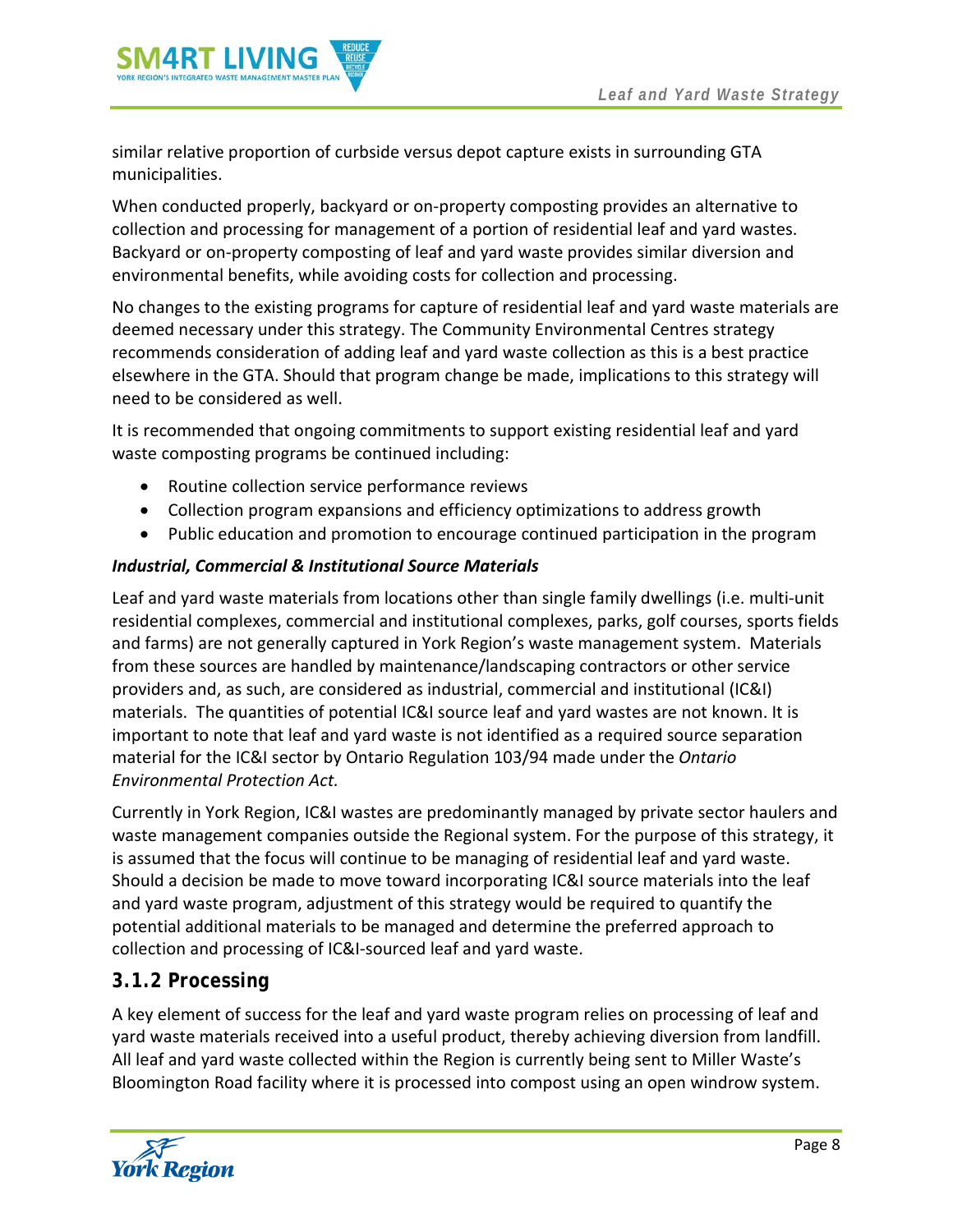similar relative proportion of curbside versus depot capture exists in surrounding GTA municipalities.

When conducted properly, backyard or on-property composting provides an alternative to collection and processing for management of a portion of residential leaf and yard wastes. Backyard or on-property composting of leaf and yard waste provides similar diversion and environmental benefits, while avoiding costs for collection and processing.

No changes to the existing programs for capture of residential leaf and yard waste materials are deemed necessary under this strategy. The Community Environmental Centres strategy recommends consideration of adding leaf and yard waste collection as this is a best practice elsewhere in the GTA. Should that program change be made, implications to this strategy will need to be considered as well.

It is recommended that ongoing commitments to support existing residential leaf and yard waste composting programs be continued including:

- Routine collection service performance reviews
- Collection program expansions and efficiency optimizations to address growth
- Public education and promotion to encourage continued participation in the program

***Industrial, Commercial & Institutional Source Materials***

Leaf and yard waste materials from locations other than single family dwellings (i.e. multi-unit residential complexes, commercial and institutional complexes, parks, golf courses, sports fields and farms) are not generally captured in York Region's waste management system. Materials from these sources are handled by maintenance/landscaping contractors or other service providers and, as such, are considered as industrial, commercial and institutional (IC&I) materials. The quantities of potential IC&I source leaf and yard wastes are not known. It is important to note that leaf and yard waste is not identified as a required source separation material for the IC&I sector by Ontario Regulation 103/94 made under the *Ontario Environmental Protection Act.*

Currently in York Region, IC&I wastes are predominantly managed by private sector haulers and waste management companies outside the Regional system. For the purpose of this strategy, it is assumed that the focus will continue to be managing of residential leaf and yard waste. Should a decision be made to move toward incorporating IC&I source materials into the leaf and yard waste program, adjustment of this strategy would be required to quantify the potential additional materials to be managed and determine the preferred approach to collection and processing of IC&I-sourced leaf and yard waste.

### 3.1.2 Processing

A key element of success for the leaf and yard waste program relies on processing of leaf and yard waste materials received into a useful product, thereby achieving diversion from landfill. All leaf and yard waste collected within the Region is currently being sent to Miller Waste's Bloomington Road facility where it is processed into compost using an open windrow system.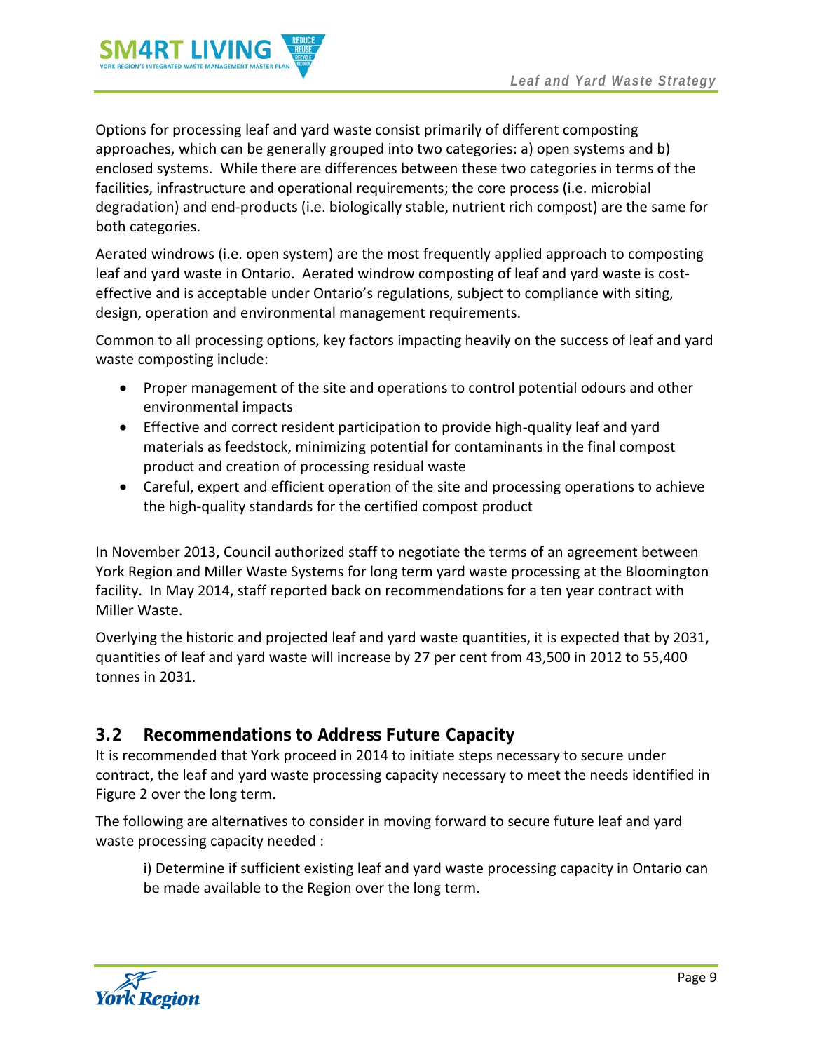Options for processing leaf and yard waste consist primarily of different composting approaches, which can be generally grouped into two categories: a) open systems and b) enclosed systems. While there are differences between these two categories in terms of the facilities, infrastructure and operational requirements; the core process (i.e. microbial degradation) and end-products (i.e. biologically stable, nutrient rich compost) are the same for both categories.

Aerated windrows (i.e. open system) are the most frequently applied approach to composting leaf and yard waste in Ontario. Aerated windrow composting of leaf and yard waste is cost-effective and is acceptable under Ontario's regulations, subject to compliance with siting, design, operation and environmental management requirements.

Common to all processing options, key factors impacting heavily on the success of leaf and yard waste composting include:

- Proper management of the site and operations to control potential odours and other environmental impacts
- Effective and correct resident participation to provide high-quality leaf and yard materials as feedstock, minimizing potential for contaminants in the final compost product and creation of processing residual waste
- Careful, expert and efficient operation of the site and processing operations to achieve the high-quality standards for the certified compost product

In November 2013, Council authorized staff to negotiate the terms of an agreement between York Region and Miller Waste Systems for long term yard waste processing at the Bloomington facility. In May 2014, staff reported back on recommendations for a ten year contract with Miller Waste.

Overlying the historic and projected leaf and yard waste quantities, it is expected that by 2031, quantities of leaf and yard waste will increase by 27 per cent from 43,500 in 2012 to 55,400 tonnes in 2031.

## 3.2 Recommendations to Address Future Capacity

It is recommended that York proceed in 2014 to initiate steps necessary to secure under contract, the leaf and yard waste processing capacity necessary to meet the needs identified in Figure 2 over the long term.

The following are alternatives to consider in moving forward to secure future leaf and yard waste processing capacity needed :

i) Determine if sufficient existing leaf and yard waste processing capacity in Ontario can be made available to the Region over the long term.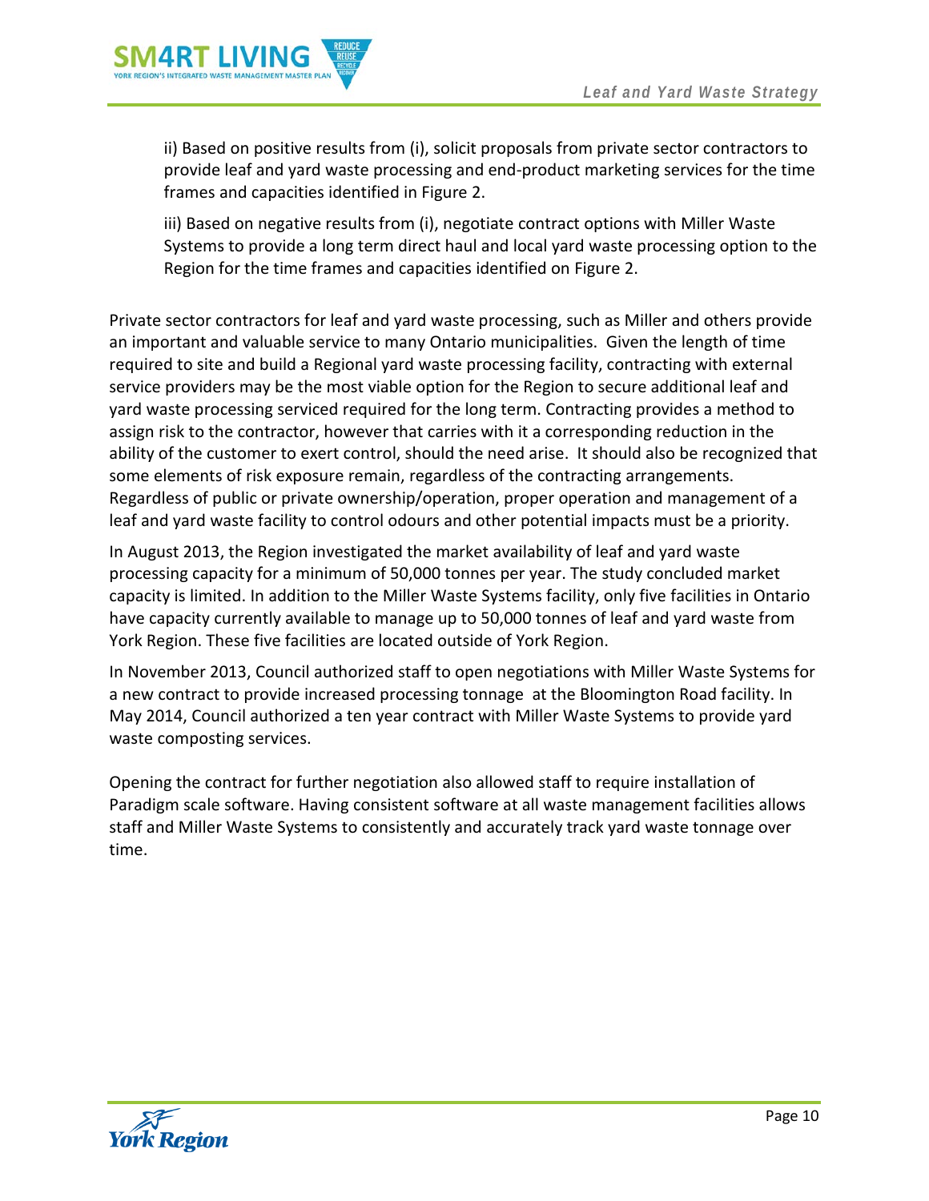ii) Based on positive results from (i), solicit proposals from private sector contractors to provide leaf and yard waste processing and end-product marketing services for the time frames and capacities identified in Figure 2.

iii) Based on negative results from (i), negotiate contract options with Miller Waste Systems to provide a long term direct haul and local yard waste processing option to the Region for the time frames and capacities identified on Figure 2.

Private sector contractors for leaf and yard waste processing, such as Miller and others provide an important and valuable service to many Ontario municipalities. Given the length of time required to site and build a Regional yard waste processing facility, contracting with external service providers may be the most viable option for the Region to secure additional leaf and yard waste processing serviced required for the long term. Contracting provides a method to assign risk to the contractor, however that carries with it a corresponding reduction in the ability of the customer to exert control, should the need arise. It should also be recognized that some elements of risk exposure remain, regardless of the contracting arrangements. Regardless of public or private ownership/operation, proper operation and management of a leaf and yard waste facility to control odours and other potential impacts must be a priority.

In August 2013, the Region investigated the market availability of leaf and yard waste processing capacity for a minimum of 50,000 tonnes per year. The study concluded market capacity is limited. In addition to the Miller Waste Systems facility, only five facilities in Ontario have capacity currently available to manage up to 50,000 tonnes of leaf and yard waste from York Region. These five facilities are located outside of York Region.

In November 2013, Council authorized staff to open negotiations with Miller Waste Systems for a new contract to provide increased processing tonnage at the Bloomington Road facility. In May 2014, Council authorized a ten year contract with Miller Waste Systems to provide yard waste composting services.

Opening the contract for further negotiation also allowed staff to require installation of Paradigm scale software. Having consistent software at all waste management facilities allows staff and Miller Waste Systems to consistently and accurately track yard waste tonnage over time.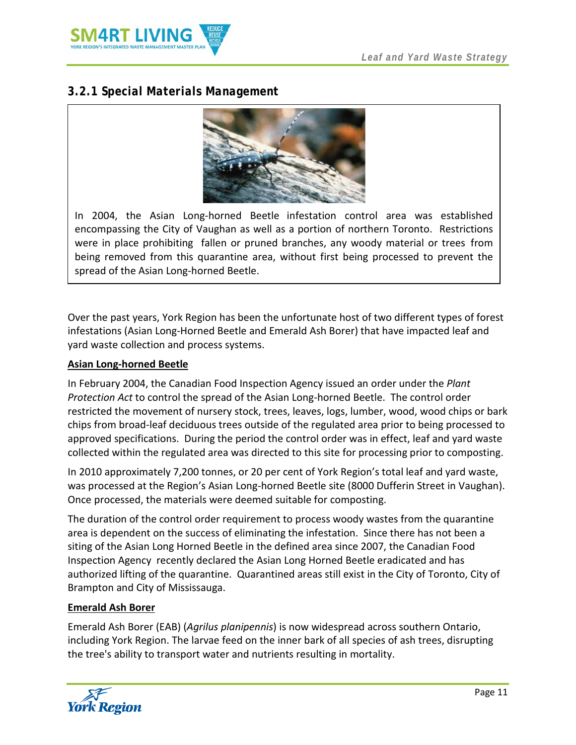### 3.2.1 Special Materials Management

In 2004, the Asian Long-horned Beetle infestation control area was established encompassing the City of Vaughan as well as a portion of northern Toronto. Restrictions were in place prohibiting fallen or pruned branches, any woody material or trees from being removed from this quarantine area, without first being processed to prevent the spread of the Asian Long-horned Beetle.

Over the past years, York Region has been the unfortunate host of two different types of forest infestations (Asian Long-Horned Beetle and Emerald Ash Borer) that have impacted leaf and yard waste collection and process systems.

**Asian Long-horned Beetle**

In February 2004, the Canadian Food Inspection Agency issued an order under the *Plant Protection Act* to control the spread of the Asian Long-horned Beetle. The control order restricted the movement of nursery stock, trees, leaves, logs, lumber, wood, wood chips or bark chips from broad-leaf deciduous trees outside of the regulated area prior to being processed to approved specifications. During the period the control order was in effect, leaf and yard waste collected within the regulated area was directed to this site for processing prior to composting.

In 2010 approximately 7,200 tonnes, or 20 per cent of York Region's total leaf and yard waste, was processed at the Region's Asian Long-horned Beetle site (8000 Dufferin Street in Vaughan). Once processed, the materials were deemed suitable for composting.

The duration of the control order requirement to process woody wastes from the quarantine area is dependent on the success of eliminating the infestation. Since there has not been a siting of the Asian Long Horned Beetle in the defined area since 2007, the Canadian Food Inspection Agency recently declared the Asian Long Horned Beetle eradicated and has authorized lifting of the quarantine. Quarantined areas still exist in the City of Toronto, City of Brampton and City of Mississauga.

**Emerald Ash Borer**

Emerald Ash Borer (EAB) (*Agrilus planipennis*) is now widespread across southern Ontario, including York Region. The larvae feed on the inner bark of all species of ash trees, disrupting the tree's ability to transport water and nutrients resulting in mortality.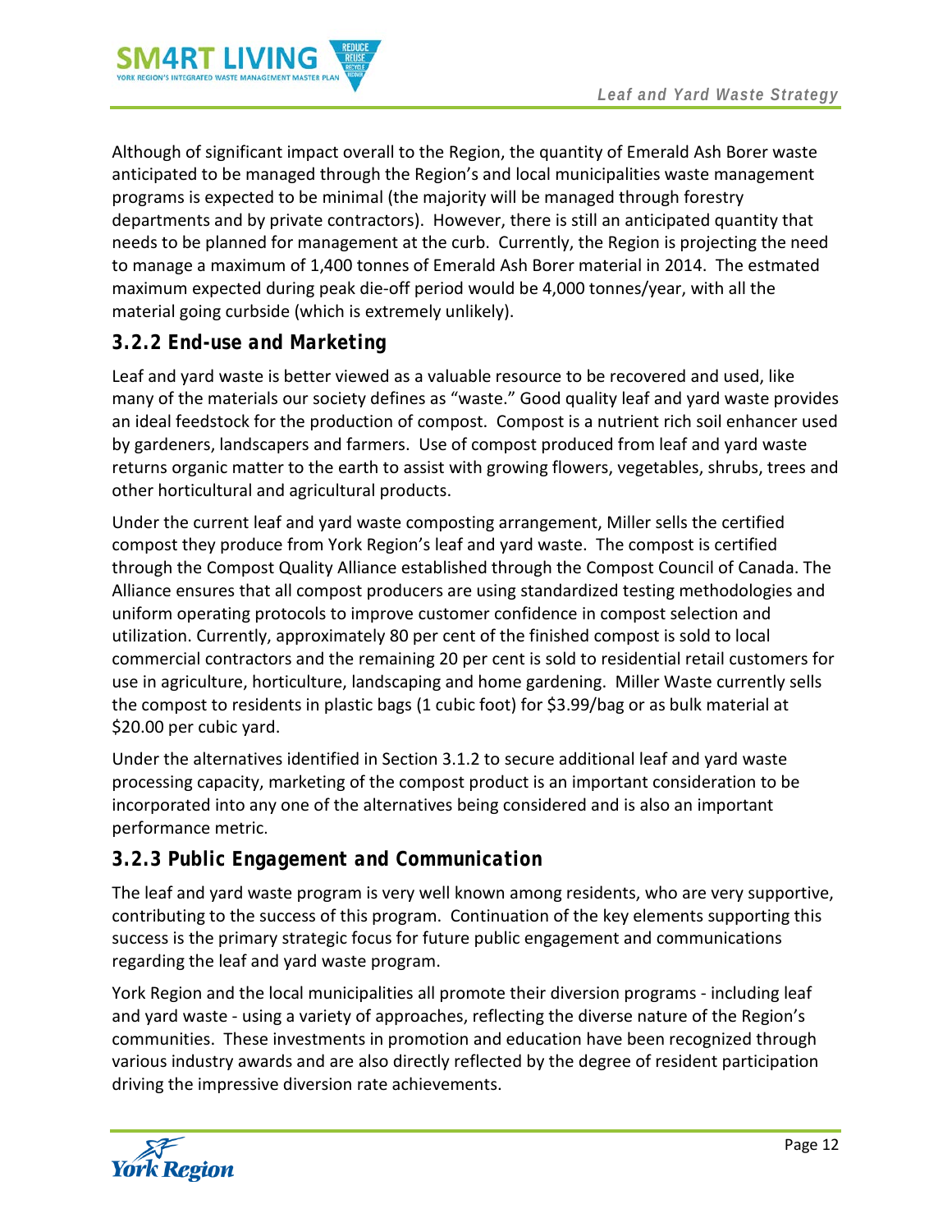Although of significant impact overall to the Region, the quantity of Emerald Ash Borer waste anticipated to be managed through the Region's and local municipalities waste management programs is expected to be minimal (the majority will be managed through forestry departments and by private contractors). However, there is still an anticipated quantity that needs to be planned for management at the curb. Currently, the Region is projecting the need to manage a maximum of 1,400 tonnes of Emerald Ash Borer material in 2014. The estmated maximum expected during peak die-off period would be 4,000 tonnes/year, with all the material going curbside (which is extremely unlikely).

### 3.2.2 End-use and Marketing

Leaf and yard waste is better viewed as a valuable resource to be recovered and used, like many of the materials our society defines as "waste." Good quality leaf and yard waste provides an ideal feedstock for the production of compost. Compost is a nutrient rich soil enhancer used by gardeners, landscapers and farmers. Use of compost produced from leaf and yard waste returns organic matter to the earth to assist with growing flowers, vegetables, shrubs, trees and other horticultural and agricultural products.

Under the current leaf and yard waste composting arrangement, Miller sells the certified compost they produce from York Region's leaf and yard waste. The compost is certified through the Compost Quality Alliance established through the Compost Council of Canada. The Alliance ensures that all compost producers are using standardized testing methodologies and uniform operating protocols to improve customer confidence in compost selection and utilization. Currently, approximately 80 per cent of the finished compost is sold to local commercial contractors and the remaining 20 per cent is sold to residential retail customers for use in agriculture, horticulture, landscaping and home gardening. Miller Waste currently sells the compost to residents in plastic bags (1 cubic foot) for $3.99/bag or as bulk material at $20.00 per cubic yard.

Under the alternatives identified in Section 3.1.2 to secure additional leaf and yard waste processing capacity, marketing of the compost product is an important consideration to be incorporated into any one of the alternatives being considered and is also an important performance metric.

### 3.2.3 Public Engagement and Communication

The leaf and yard waste program is very well known among residents, who are very supportive, contributing to the success of this program. Continuation of the key elements supporting this success is the primary strategic focus for future public engagement and communications regarding the leaf and yard waste program.

York Region and the local municipalities all promote their diversion programs - including leaf and yard waste - using a variety of approaches, reflecting the diverse nature of the Region's communities. These investments in promotion and education have been recognized through various industry awards and are also directly reflected by the degree of resident participation driving the impressive diversion rate achievements.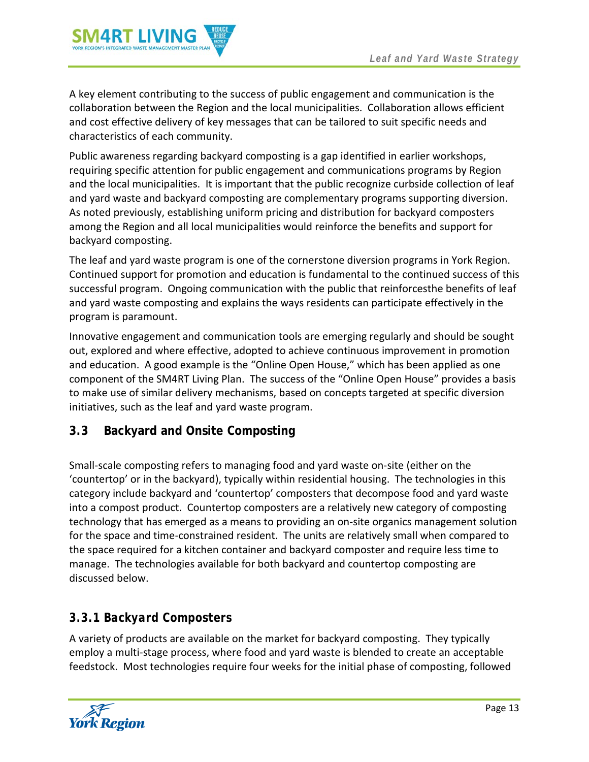A key element contributing to the success of public engagement and communication is the collaboration between the Region and the local municipalities. Collaboration allows efficient and cost effective delivery of key messages that can be tailored to suit specific needs and characteristics of each community.

Public awareness regarding backyard composting is a gap identified in earlier workshops, requiring specific attention for public engagement and communications programs by Region and the local municipalities. It is important that the public recognize curbside collection of leaf and yard waste and backyard composting are complementary programs supporting diversion. As noted previously, establishing uniform pricing and distribution for backyard composters among the Region and all local municipalities would reinforce the benefits and support for backyard composting.

The leaf and yard waste program is one of the cornerstone diversion programs in York Region. Continued support for promotion and education is fundamental to the continued success of this successful program. Ongoing communication with the public that reinforcesthe benefits of leaf and yard waste composting and explains the ways residents can participate effectively in the program is paramount.

Innovative engagement and communication tools are emerging regularly and should be sought out, explored and where effective, adopted to achieve continuous improvement in promotion and education. A good example is the "Online Open House," which has been applied as one component of the SM4RT Living Plan. The success of the "Online Open House" provides a basis to make use of similar delivery mechanisms, based on concepts targeted at specific diversion initiatives, such as the leaf and yard waste program.

## 3.3 Backyard and Onsite Composting

Small-scale composting refers to managing food and yard waste on-site (either on the 'countertop' or in the backyard), typically within residential housing. The technologies in this category include backyard and 'countertop' composters that decompose food and yard waste into a compost product. Countertop composters are a relatively new category of composting technology that has emerged as a means to providing an on-site organics management solution for the space and time-constrained resident. The units are relatively small when compared to the space required for a kitchen container and backyard composter and require less time to manage. The technologies available for both backyard and countertop composting are discussed below.

### *3.3.1 Backyard Composters*

A variety of products are available on the market for backyard composting. They typically employ a multi-stage process, where food and yard waste is blended to create an acceptable feedstock. Most technologies require four weeks for the initial phase of composting, followed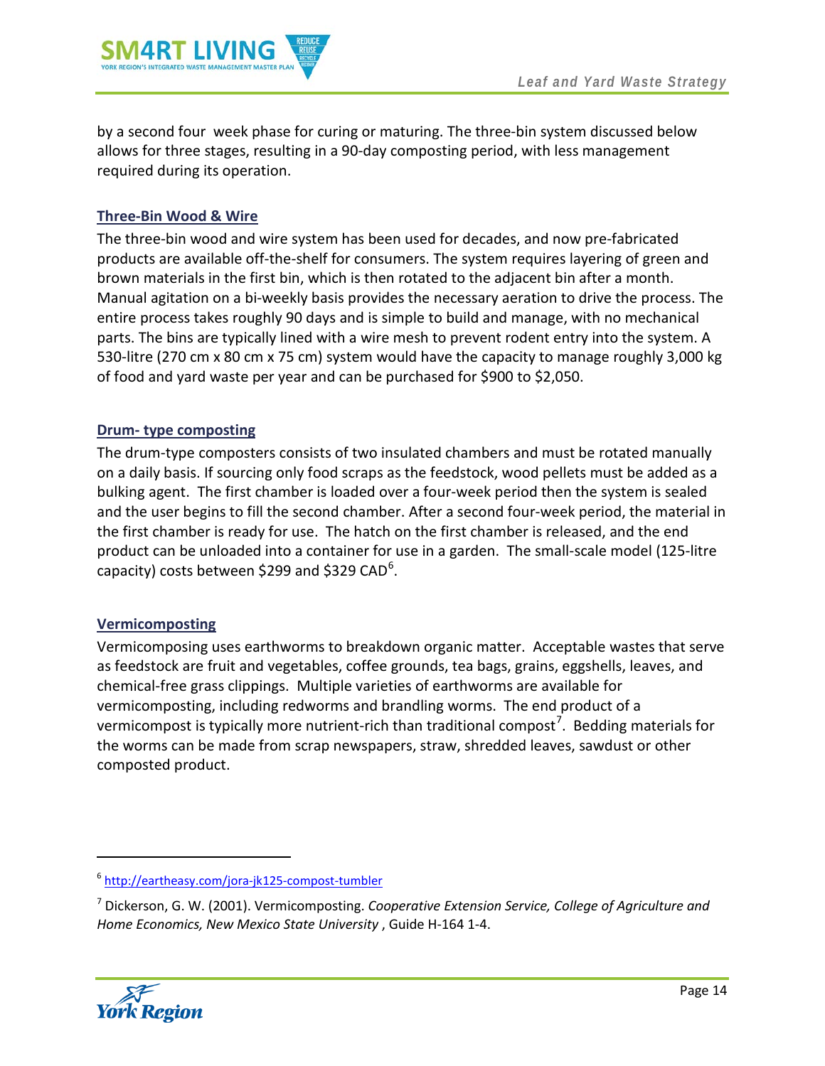by a second four week phase for curing or maturing. The three-bin system discussed below allows for three stages, resulting in a 90-day composting period, with less management required during its operation.

### Three-Bin Wood & Wire

The three-bin wood and wire system has been used for decades, and now pre-fabricated products are available off-the-shelf for consumers. The system requires layering of green and brown materials in the first bin, which is then rotated to the adjacent bin after a month. Manual agitation on a bi-weekly basis provides the necessary aeration to drive the process. The entire process takes roughly 90 days and is simple to build and manage, with no mechanical parts. The bins are typically lined with a wire mesh to prevent rodent entry into the system. A 530-litre (270 cm x 80 cm x 75 cm) system would have the capacity to manage roughly 3,000 kg of food and yard waste per year and can be purchased for $900 to $2,050.

### Drum- type composting

The drum-type composters consists of two insulated chambers and must be rotated manually on a daily basis. If sourcing only food scraps as the feedstock, wood pellets must be added as a bulking agent. The first chamber is loaded over a four-week period then the system is sealed and the user begins to fill the second chamber. After a second four-week period, the material in the first chamber is ready for use. The hatch on the first chamber is released, and the end product can be unloaded into a container for use in a garden. The small-scale model (125-litre capacity) costs between $299 and $329 CAD[6].

### Vermicomposting

Vermicomposing uses earthworms to breakdown organic matter. Acceptable wastes that serve as feedstock are fruit and vegetables, coffee grounds, tea bags, grains, eggshells, leaves, and chemical-free grass clippings. Multiple varieties of earthworms are available for vermicomposting, including redworms and brandling worms. The end product of a vermicompost is typically more nutrient-rich than traditional compost[7]. Bedding materials for the worms can be made from scrap newspapers, straw, shredded leaves, sawdust or other composted product.

---

[6] http://eartheasy.com/jora-jk125-compost-tumbler

[7] Dickerson, G. W. (2001). Vermicomposting. *Cooperative Extension Service, College of Agriculture and Home Economics, New Mexico State University* , Guide H-164 1-4.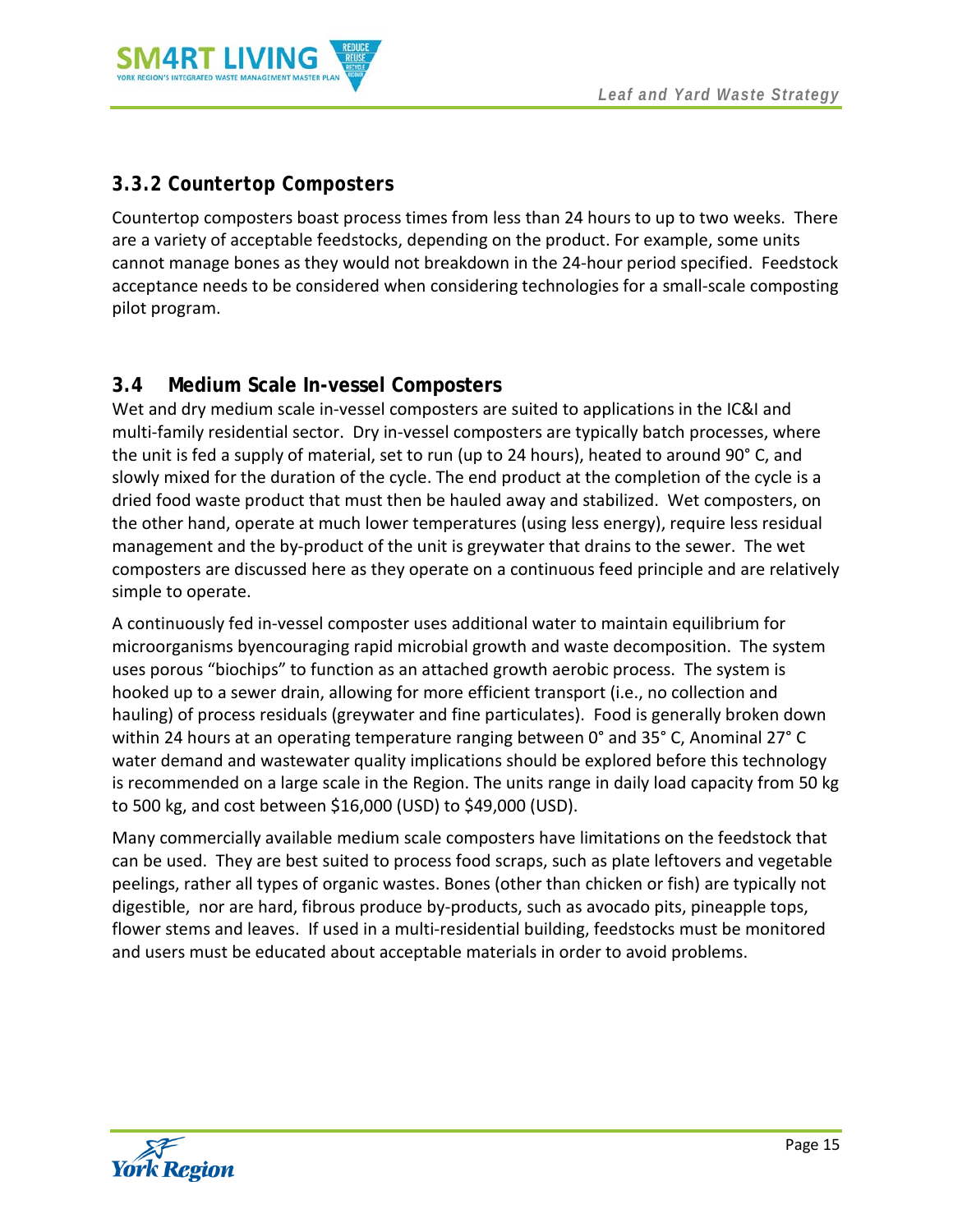### 3.3.2 Countertop Composters

Countertop composters boast process times from less than 24 hours to up to two weeks. There are a variety of acceptable feedstocks, depending on the product. For example, some units cannot manage bones as they would not breakdown in the 24-hour period specified. Feedstock acceptance needs to be considered when considering technologies for a small-scale composting pilot program.

## 3.4 Medium Scale In-vessel Composters

Wet and dry medium scale in-vessel composters are suited to applications in the IC&I and multi-family residential sector. Dry in-vessel composters are typically batch processes, where the unit is fed a supply of material, set to run (up to 24 hours), heated to around 90° C, and slowly mixed for the duration of the cycle. The end product at the completion of the cycle is a dried food waste product that must then be hauled away and stabilized. Wet composters, on the other hand, operate at much lower temperatures (using less energy), require less residual management and the by-product of the unit is greywater that drains to the sewer. The wet composters are discussed here as they operate on a continuous feed principle and are relatively simple to operate.

A continuously fed in-vessel composter uses additional water to maintain equilibrium for microorganisms byencouraging rapid microbial growth and waste decomposition. The system uses porous "biochips" to function as an attached growth aerobic process. The system is hooked up to a sewer drain, allowing for more efficient transport (i.e., no collection and hauling) of process residuals (greywater and fine particulates). Food is generally broken down within 24 hours at an operating temperature ranging between 0° and 35° C, Anominal 27° C water demand and wastewater quality implications should be explored before this technology is recommended on a large scale in the Region. The units range in daily load capacity from 50 kg to 500 kg, and cost between $16,000 (USD) to $49,000 (USD).

Many commercially available medium scale composters have limitations on the feedstock that can be used. They are best suited to process food scraps, such as plate leftovers and vegetable peelings, rather all types of organic wastes. Bones (other than chicken or fish) are typically not digestible, nor are hard, fibrous produce by-products, such as avocado pits, pineapple tops, flower stems and leaves. If used in a multi-residential building, feedstocks must be monitored and users must be educated about acceptable materials in order to avoid problems.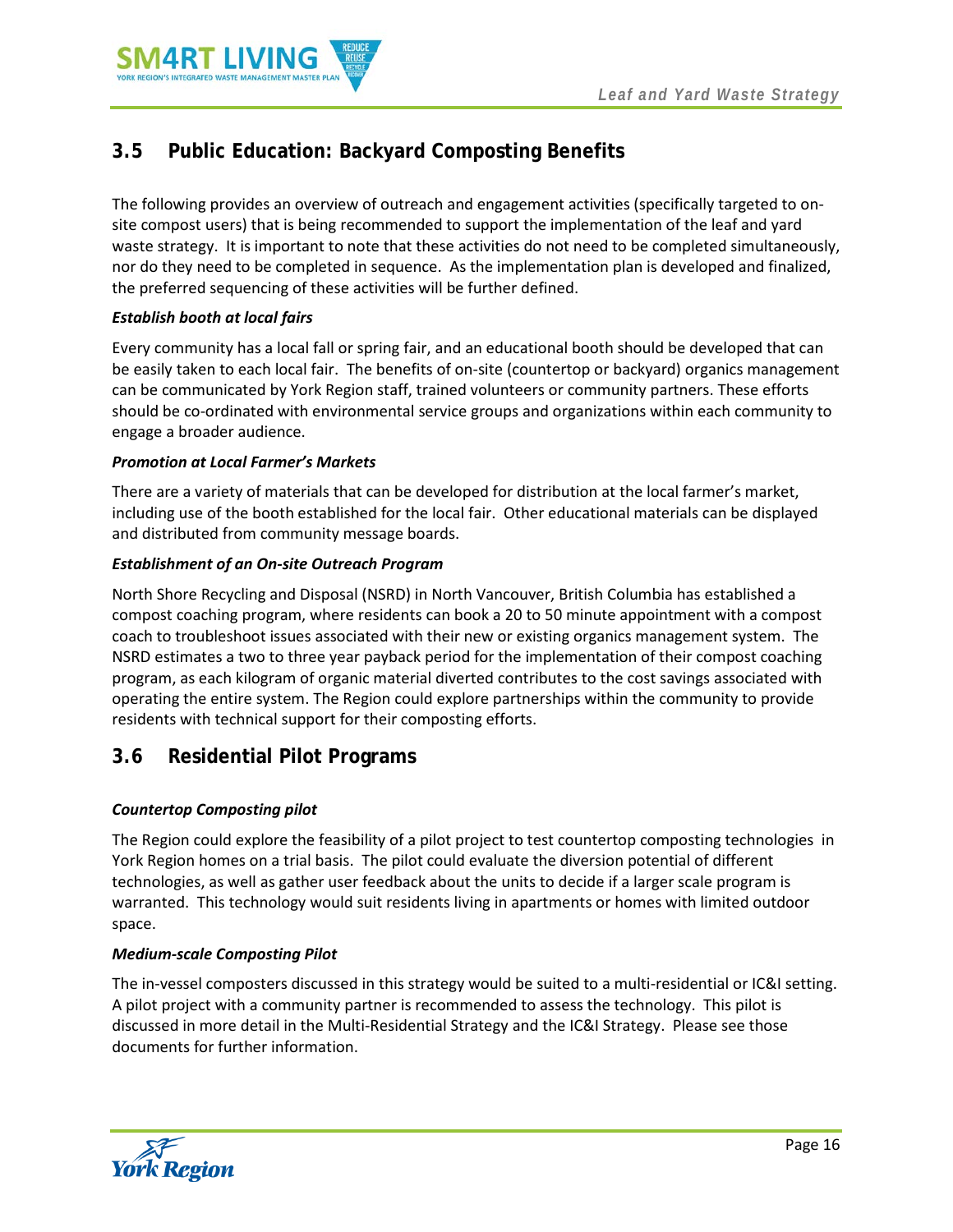## 3.5 Public Education: Backyard Composting Benefits

The following provides an overview of outreach and engagement activities (specifically targeted to on-site compost users) that is being recommended to support the implementation of the leaf and yard waste strategy. It is important to note that these activities do not need to be completed simultaneously, nor do they need to be completed in sequence. As the implementation plan is developed and finalized, the preferred sequencing of these activities will be further defined.

***Establish booth at local fairs***

Every community has a local fall or spring fair, and an educational booth should be developed that can be easily taken to each local fair. The benefits of on-site (countertop or backyard) organics management can be communicated by York Region staff, trained volunteers or community partners. These efforts should be co-ordinated with environmental service groups and organizations within each community to engage a broader audience.

***Promotion at Local Farmer's Markets***

There are a variety of materials that can be developed for distribution at the local farmer's market, including use of the booth established for the local fair. Other educational materials can be displayed and distributed from community message boards.

***Establishment of an On-site Outreach Program***

North Shore Recycling and Disposal (NSRD) in North Vancouver, British Columbia has established a compost coaching program, where residents can book a 20 to 50 minute appointment with a compost coach to troubleshoot issues associated with their new or existing organics management system. The NSRD estimates a two to three year payback period for the implementation of their compost coaching program, as each kilogram of organic material diverted contributes to the cost savings associated with operating the entire system. The Region could explore partnerships within the community to provide residents with technical support for their composting efforts.

## 3.6 Residential Pilot Programs

***Countertop Composting pilot***

The Region could explore the feasibility of a pilot project to test countertop composting technologies in York Region homes on a trial basis. The pilot could evaluate the diversion potential of different technologies, as well as gather user feedback about the units to decide if a larger scale program is warranted. This technology would suit residents living in apartments or homes with limited outdoor space.

***Medium-scale Composting Pilot***

The in-vessel composters discussed in this strategy would be suited to a multi-residential or IC&I setting. A pilot project with a community partner is recommended to assess the technology. This pilot is discussed in more detail in the Multi-Residential Strategy and the IC&I Strategy. Please see those documents for further information.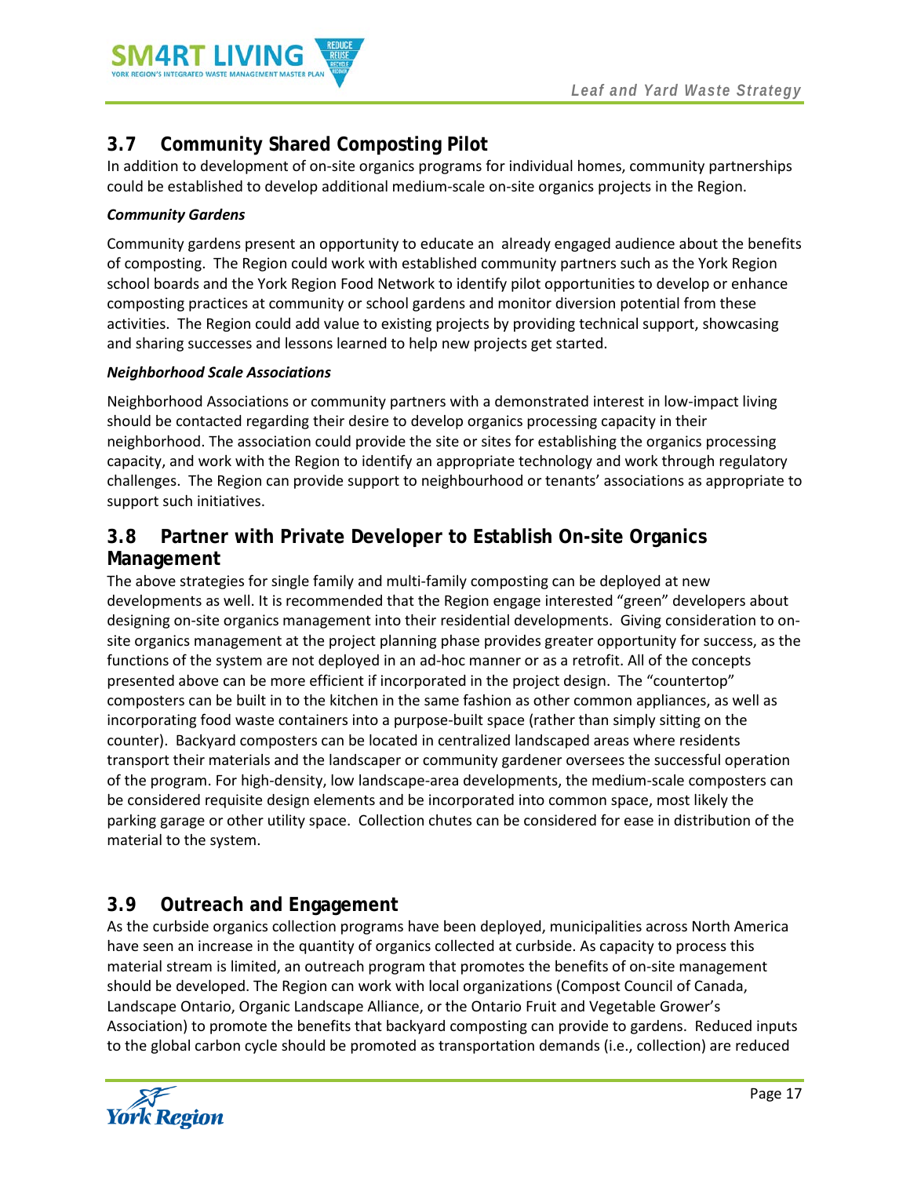## 3.7 Community Shared Composting Pilot

In addition to development of on-site organics programs for individual homes, community partnerships could be established to develop additional medium-scale on-site organics projects in the Region.

***Community Gardens***

Community gardens present an opportunity to educate an already engaged audience about the benefits of composting. The Region could work with established community partners such as the York Region school boards and the York Region Food Network to identify pilot opportunities to develop or enhance composting practices at community or school gardens and monitor diversion potential from these activities. The Region could add value to existing projects by providing technical support, showcasing and sharing successes and lessons learned to help new projects get started.

***Neighborhood Scale Associations***

Neighborhood Associations or community partners with a demonstrated interest in low-impact living should be contacted regarding their desire to develop organics processing capacity in their neighborhood. The association could provide the site or sites for establishing the organics processing capacity, and work with the Region to identify an appropriate technology and work through regulatory challenges. The Region can provide support to neighbourhood or tenants' associations as appropriate to support such initiatives.

## 3.8 Partner with Private Developer to Establish On-site Organics Management

The above strategies for single family and multi-family composting can be deployed at new developments as well. It is recommended that the Region engage interested "green" developers about designing on-site organics management into their residential developments. Giving consideration to on-site organics management at the project planning phase provides greater opportunity for success, as the functions of the system are not deployed in an ad-hoc manner or as a retrofit. All of the concepts presented above can be more efficient if incorporated in the project design. The "countertop" composters can be built in to the kitchen in the same fashion as other common appliances, as well as incorporating food waste containers into a purpose-built space (rather than simply sitting on the counter). Backyard composters can be located in centralized landscaped areas where residents transport their materials and the landscaper or community gardener oversees the successful operation of the program. For high-density, low landscape-area developments, the medium-scale composters can be considered requisite design elements and be incorporated into common space, most likely the parking garage or other utility space. Collection chutes can be considered for ease in distribution of the material to the system.

## 3.9 Outreach and Engagement

As the curbside organics collection programs have been deployed, municipalities across North America have seen an increase in the quantity of organics collected at curbside. As capacity to process this material stream is limited, an outreach program that promotes the benefits of on-site management should be developed. The Region can work with local organizations (Compost Council of Canada, Landscape Ontario, Organic Landscape Alliance, or the Ontario Fruit and Vegetable Grower's Association) to promote the benefits that backyard composting can provide to gardens. Reduced inputs to the global carbon cycle should be promoted as transportation demands (i.e., collection) are reduced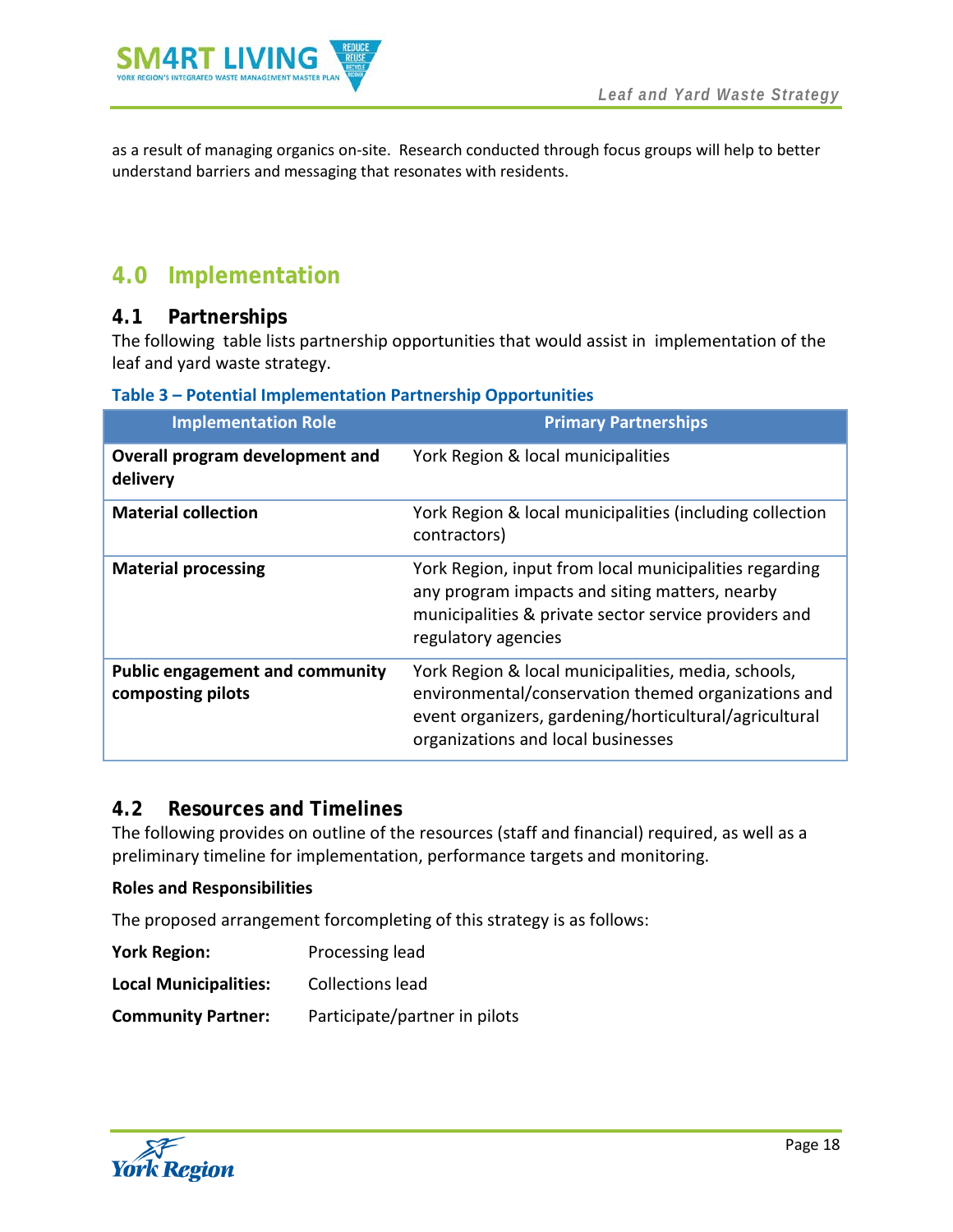as a result of managing organics on-site. Research conducted through focus groups will help to better understand barriers and messaging that resonates with residents.

# 4.0 Implementation

## 4.1 Partnerships

The following table lists partnership opportunities that would assist in implementation of the leaf and yard waste strategy.

**Table 3 – Potential Implementation Partnership Opportunities**

| Implementation Role | Primary Partnerships |
|---|---|
| **Overall program development and delivery** | York Region & local municipalities |
| **Material collection** | York Region & local municipalities (including collection contractors) |
| **Material processing** | York Region, input from local municipalities regarding any program impacts and siting matters, nearby municipalities & private sector service providers and regulatory agencies |
| **Public engagement and community composting pilots** | York Region & local municipalities, media, schools, environmental/conservation themed organizations and event organizers, gardening/horticultural/agricultural organizations and local businesses |

## 4.2 Resources and Timelines

The following provides on outline of the resources (staff and financial) required, as well as a preliminary timeline for implementation, performance targets and monitoring.

**Roles and Responsibilities**

The proposed arrangement forcompleting of this strategy is as follows:

**York Region:** Processing lead

**Local Municipalities:** Collections lead

**Community Partner:** Participate/partner in pilots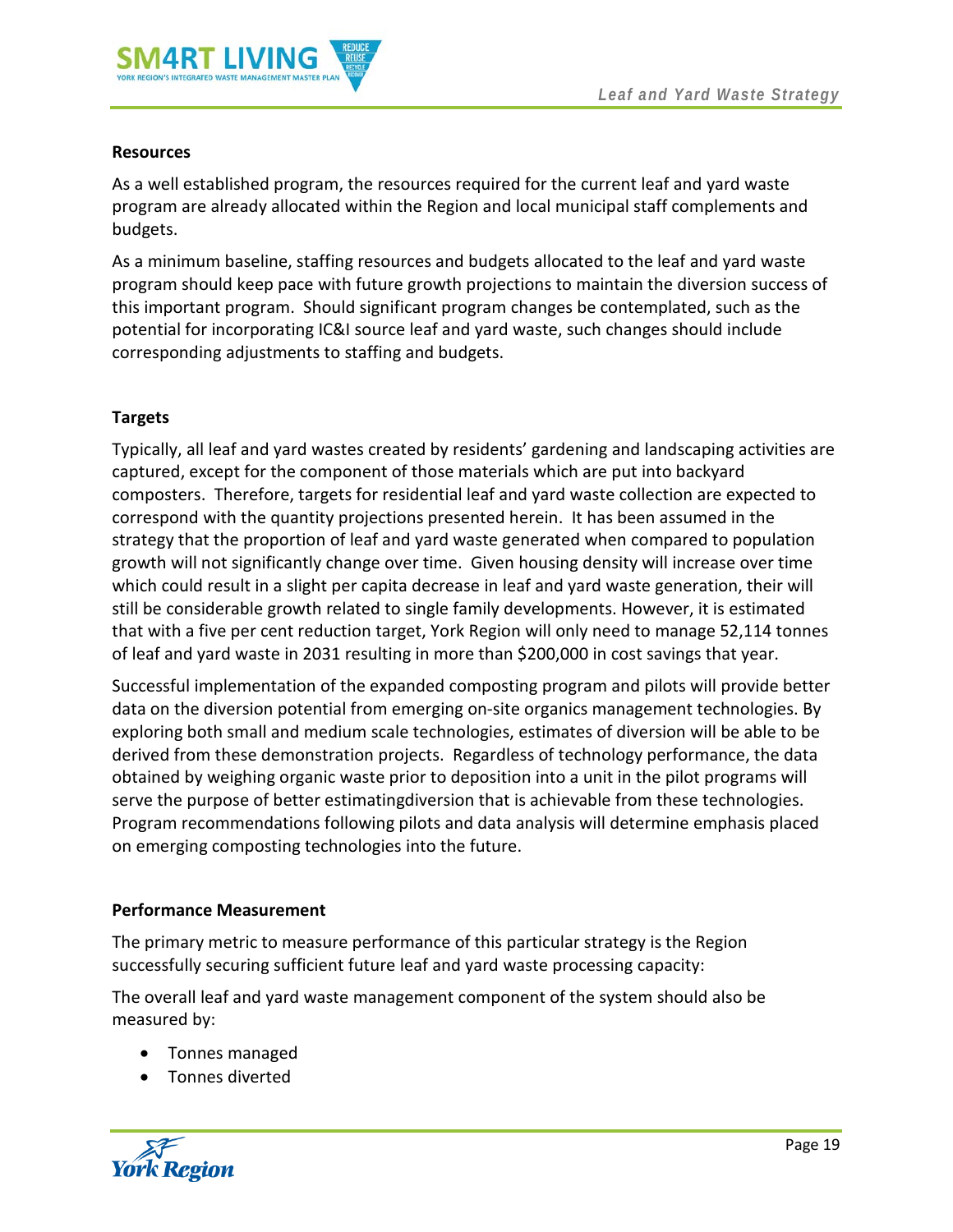**Resources**

As a well established program, the resources required for the current leaf and yard waste program are already allocated within the Region and local municipal staff complements and budgets.

As a minimum baseline, staffing resources and budgets allocated to the leaf and yard waste program should keep pace with future growth projections to maintain the diversion success of this important program. Should significant program changes be contemplated, such as the potential for incorporating IC&I source leaf and yard waste, such changes should include corresponding adjustments to staffing and budgets.

**Targets**

Typically, all leaf and yard wastes created by residents' gardening and landscaping activities are captured, except for the component of those materials which are put into backyard composters. Therefore, targets for residential leaf and yard waste collection are expected to correspond with the quantity projections presented herein. It has been assumed in the strategy that the proportion of leaf and yard waste generated when compared to population growth will not significantly change over time. Given housing density will increase over time which could result in a slight per capita decrease in leaf and yard waste generation, their will still be considerable growth related to single family developments. However, it is estimated that with a five per cent reduction target, York Region will only need to manage 52,114 tonnes of leaf and yard waste in 2031 resulting in more than $200,000 in cost savings that year.

Successful implementation of the expanded composting program and pilots will provide better data on the diversion potential from emerging on-site organics management technologies. By exploring both small and medium scale technologies, estimates of diversion will be able to be derived from these demonstration projects. Regardless of technology performance, the data obtained by weighing organic waste prior to deposition into a unit in the pilot programs will serve the purpose of better estimatingdiversion that is achievable from these technologies. Program recommendations following pilots and data analysis will determine emphasis placed on emerging composting technologies into the future.

**Performance Measurement**

The primary metric to measure performance of this particular strategy is the Region successfully securing sufficient future leaf and yard waste processing capacity:

The overall leaf and yard waste management component of the system should also be measured by:

- Tonnes managed
- Tonnes diverted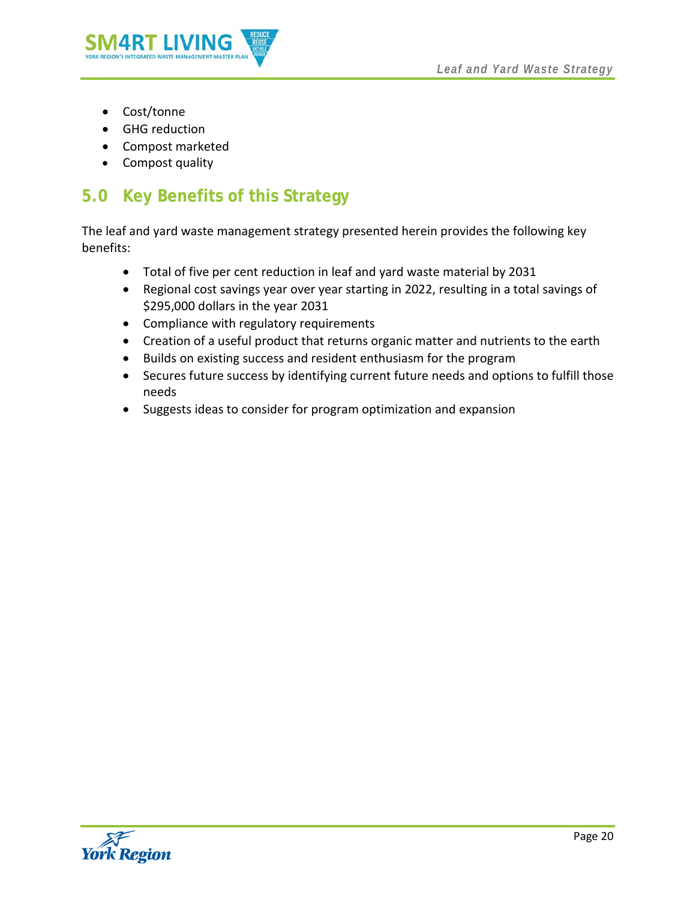- Cost/tonne
- GHG reduction
- Compost marketed
- Compost quality

## 5.0 Key Benefits of this Strategy

The leaf and yard waste management strategy presented herein provides the following key benefits:

- Total of five per cent reduction in leaf and yard waste material by 2031
- Regional cost savings year over year starting in 2022, resulting in a total savings of $295,000 dollars in the year 2031
- Compliance with regulatory requirements
- Creation of a useful product that returns organic matter and nutrients to the earth
- Builds on existing success and resident enthusiasm for the program
- Secures future success by identifying current future needs and options to fulfill those needs
- Suggests ideas to consider for program optimization and expansion